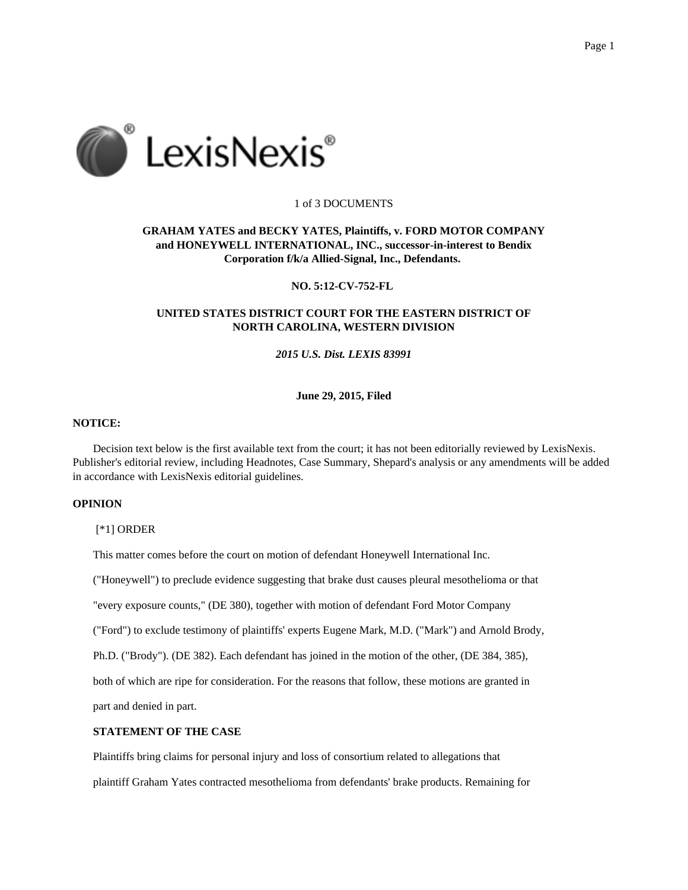1 of 3 DOCUMENTS

**GRAHAM YATES and BECKY YATES, Plaintiffs, v. FORD MOTOR COMPANY and HONEYWELL INTERNATIONAL, INC., successor-in-interest to Bendix Corporation f/k/a Allied-Signal, Inc., Defendants.**

**NO. 5:12-CV-752-FL**

**UNITED STATES DISTRICT COURT FOR THE EASTERN DISTRICT OF NORTH CAROLINA, WESTERN DIVISION**

***2015 U.S. Dist. LEXIS 83991***

**June 29, 2015, Filed**

**NOTICE:**

Decision text below is the first available text from the court; it has not been editorially reviewed by LexisNexis. Publisher's editorial review, including Headnotes, Case Summary, Shepard's analysis or any amendments will be added in accordance with LexisNexis editorial guidelines.

**OPINION**

[*1] ORDER

This matter comes before the court on motion of defendant Honeywell International Inc. ("Honeywell") to preclude evidence suggesting that brake dust causes pleural mesothelioma or that "every exposure counts," (DE 380), together with motion of defendant Ford Motor Company ("Ford") to exclude testimony of plaintiffs' experts Eugene Mark, M.D. ("Mark") and Arnold Brody, Ph.D. ("Brody"). (DE 382). Each defendant has joined in the motion of the other, (DE 384, 385), both of which are ripe for consideration. For the reasons that follow, these motions are granted in part and denied in part.

**STATEMENT OF THE CASE**

Plaintiffs bring claims for personal injury and loss of consortium related to allegations that plaintiff Graham Yates contracted mesothelioma from defendants' brake products. Remaining for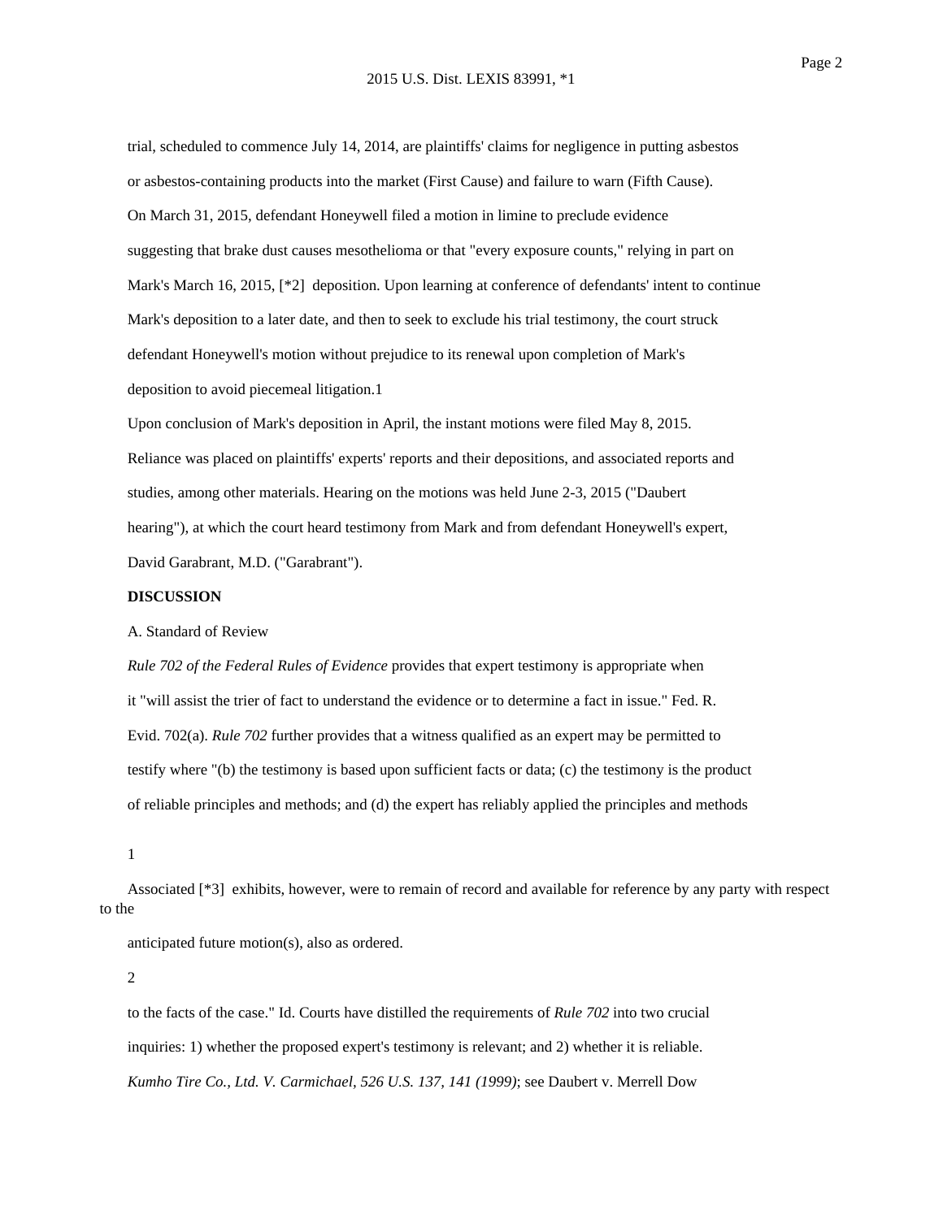trial, scheduled to commence July 14, 2014, are plaintiffs' claims for negligence in putting asbestos or asbestos-containing products into the market (First Cause) and failure to warn (Fifth Cause).

On March 31, 2015, defendant Honeywell filed a motion in limine to preclude evidence suggesting that brake dust causes mesothelioma or that "every exposure counts," relying in part on Mark's March 16, 2015, [*2] deposition. Upon learning at conference of defendants' intent to continue Mark's deposition to a later date, and then to seek to exclude his trial testimony, the court struck defendant Honeywell's motion without prejudice to its renewal upon completion of Mark's deposition to avoid piecemeal litigation.1

Upon conclusion of Mark's deposition in April, the instant motions were filed May 8, 2015. Reliance was placed on plaintiffs' experts' reports and their depositions, and associated reports and studies, among other materials. Hearing on the motions was held June 2-3, 2015 ("Daubert hearing"), at which the court heard testimony from Mark and from defendant Honeywell's expert, David Garabrant, M.D. ("Garabrant").

**DISCUSSION**

A. Standard of Review

*Rule 702 of the Federal Rules of Evidence* provides that expert testimony is appropriate when it "will assist the trier of fact to understand the evidence or to determine a fact in issue." Fed. R. Evid. 702(a). *Rule 702* further provides that a witness qualified as an expert may be permitted to testify where "(b) the testimony is based upon sufficient facts or data; (c) the testimony is the product of reliable principles and methods; and (d) the expert has reliably applied the principles and methods

1

Associated [*3] exhibits, however, were to remain of record and available for reference by any party with respect to the anticipated future motion(s), also as ordered.

2

to the facts of the case." Id. Courts have distilled the requirements of *Rule 702* into two crucial inquiries: 1) whether the proposed expert's testimony is relevant; and 2) whether it is reliable. *Kumho Tire Co., Ltd. V. Carmichael, 526 U.S. 137, 141 (1999)*; see Daubert v. Merrell Dow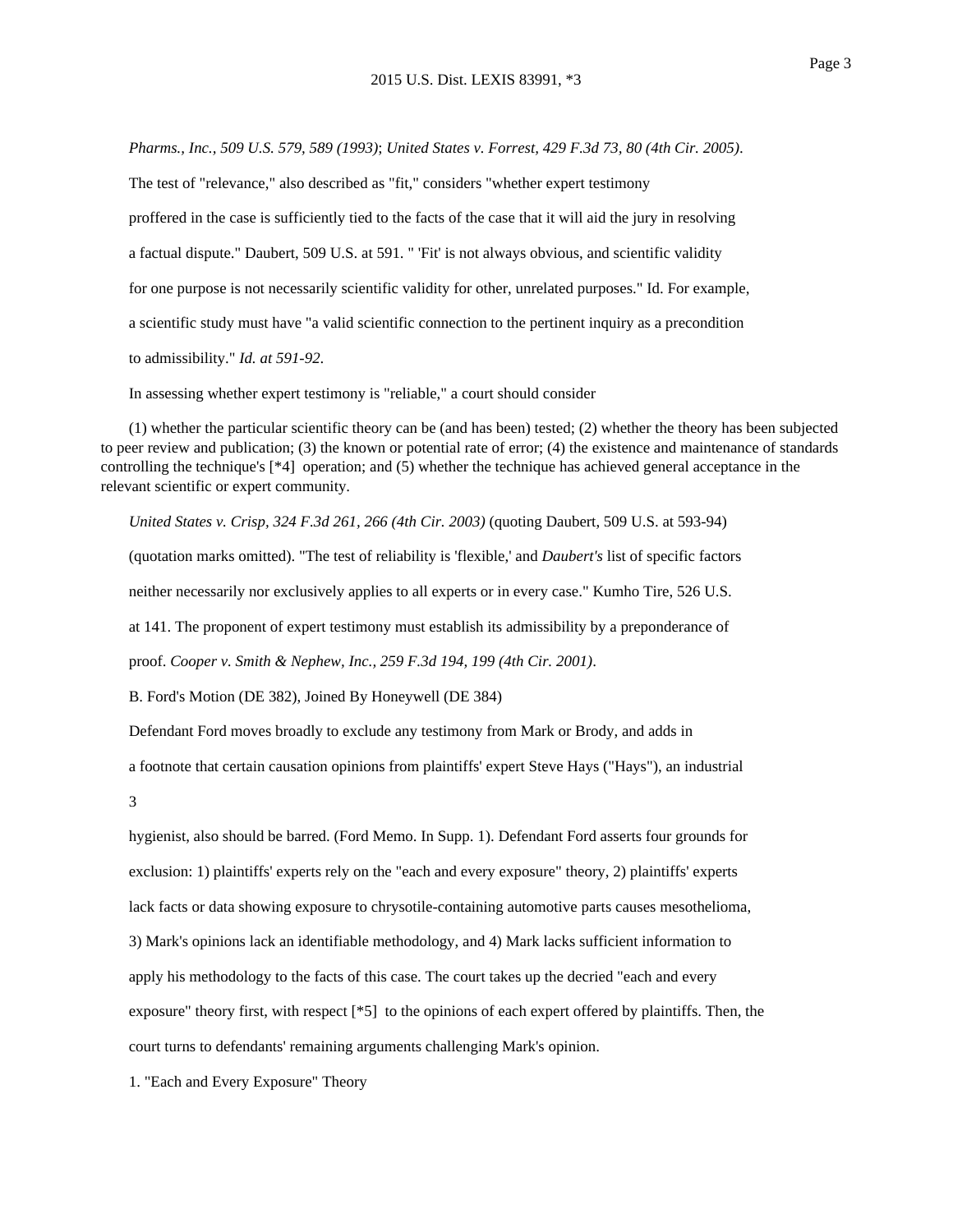*Pharms., Inc., 509 U.S. 579, 589 (1993)*; *United States v. Forrest, 429 F.3d 73, 80 (4th Cir. 2005)*.

The test of "relevance," also described as "fit," considers "whether expert testimony proffered in the case is sufficiently tied to the facts of the case that it will aid the jury in resolving a factual dispute." Daubert, 509 U.S. at 591. " 'Fit' is not always obvious, and scientific validity for one purpose is not necessarily scientific validity for other, unrelated purposes." Id. For example, a scientific study must have "a valid scientific connection to the pertinent inquiry as a precondition to admissibility." *Id. at 591-92*.

In assessing whether expert testimony is "reliable," a court should consider

> (1) whether the particular scientific theory can be (and has been) tested; (2) whether the theory has been subjected to peer review and publication; (3) the known or potential rate of error; (4) the existence and maintenance of standards controlling the technique's [*4] operation; and (5) whether the technique has achieved general acceptance in the relevant scientific or expert community.

*United States v. Crisp, 324 F.3d 261, 266 (4th Cir. 2003)* (quoting Daubert, 509 U.S. at 593-94) (quotation marks omitted). "The test of reliability is 'flexible,' and *Daubert's* list of specific factors neither necessarily nor exclusively applies to all experts or in every case." Kumho Tire, 526 U.S. at 141. The proponent of expert testimony must establish its admissibility by a preponderance of proof. *Cooper v. Smith & Nephew, Inc., 259 F.3d 194, 199 (4th Cir. 2001)*.

B. Ford's Motion (DE 382), Joined By Honeywell (DE 384)

Defendant Ford moves broadly to exclude any testimony from Mark or Brody, and adds in a footnote that certain causation opinions from plaintiffs' expert Steve Hays ("Hays"), an industrial

3

hygienist, also should be barred. (Ford Memo. In Supp. 1). Defendant Ford asserts four grounds for exclusion: 1) plaintiffs' experts rely on the "each and every exposure" theory, 2) plaintiffs' experts lack facts or data showing exposure to chrysotile-containing automotive parts causes mesothelioma, 3) Mark's opinions lack an identifiable methodology, and 4) Mark lacks sufficient information to apply his methodology to the facts of this case. The court takes up the decried "each and every exposure" theory first, with respect [*5] to the opinions of each expert offered by plaintiffs. Then, the court turns to defendants' remaining arguments challenging Mark's opinion.

1. "Each and Every Exposure" Theory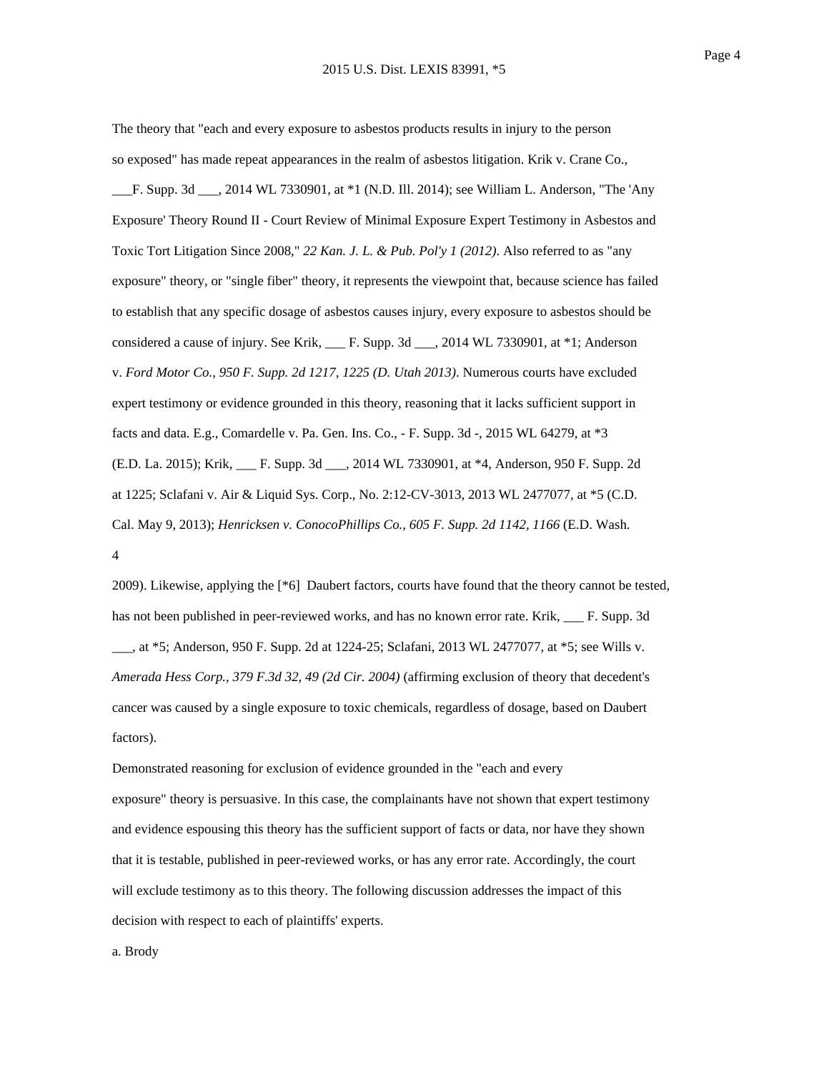The theory that "each and every exposure to asbestos products results in injury to the person so exposed" has made repeat appearances in the realm of asbestos litigation. Krik v. Crane Co., ___F. Supp. 3d ___, 2014 WL 7330901, at *1 (N.D. Ill. 2014); see William L. Anderson, "The 'Any Exposure' Theory Round II - Court Review of Minimal Exposure Expert Testimony in Asbestos and Toxic Tort Litigation Since 2008," *22 Kan. J. L. & Pub. Pol'y 1 (2012)*. Also referred to as "any exposure" theory, or "single fiber" theory, it represents the viewpoint that, because science has failed to establish that any specific dosage of asbestos causes injury, every exposure to asbestos should be considered a cause of injury. See Krik, ___ F. Supp. 3d ___, 2014 WL 7330901, at *1; Anderson v. *Ford Motor Co., 950 F. Supp. 2d 1217, 1225 (D. Utah 2013)*. Numerous courts have excluded expert testimony or evidence grounded in this theory, reasoning that it lacks sufficient support in facts and data. E.g., Comardelle v. Pa. Gen. Ins. Co., - F. Supp. 3d -, 2015 WL 64279, at *3 (E.D. La. 2015); Krik, ___ F. Supp. 3d ___, 2014 WL 7330901, at *4, Anderson, 950 F. Supp. 2d at 1225; Sclafani v. Air & Liquid Sys. Corp., No. 2:12-CV-3013, 2013 WL 2477077, at *5 (C.D. Cal. May 9, 2013); *Henricksen v. ConocoPhillips Co., 605 F. Supp. 2d 1142, 1166* (E.D. Wash. 2009). Likewise, applying the [*6] Daubert factors, courts have found that the theory cannot be tested, has not been published in peer-reviewed works, and has no known error rate. Krik, ___ F. Supp. 3d ___, at *5; Anderson, 950 F. Supp. 2d at 1224-25; Sclafani, 2013 WL 2477077, at *5; see Wills v. *Amerada Hess Corp., 379 F.3d 32, 49 (2d Cir. 2004)* (affirming exclusion of theory that decedent's cancer was caused by a single exposure to toxic chemicals, regardless of dosage, based on Daubert factors).

Demonstrated reasoning for exclusion of evidence grounded in the "each and every exposure" theory is persuasive. In this case, the complainants have not shown that expert testimony and evidence espousing this theory has the sufficient support of facts or data, nor have they shown that it is testable, published in peer-reviewed works, or has any error rate. Accordingly, the court will exclude testimony as to this theory. The following discussion addresses the impact of this decision with respect to each of plaintiffs' experts.

a. Brody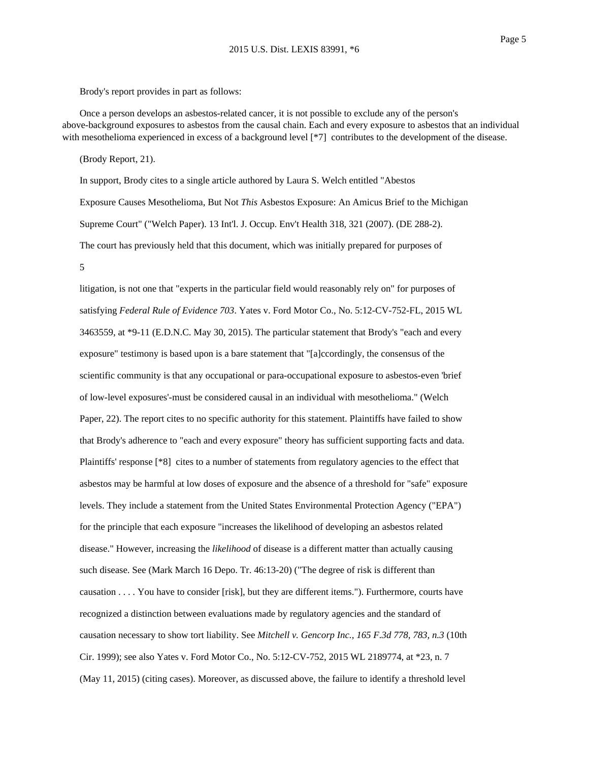Brody's report provides in part as follows:

Once a person develops an asbestos-related cancer, it is not possible to exclude any of the person's above-background exposures to asbestos from the causal chain. Each and every exposure to asbestos that an individual with mesothelioma experienced in excess of a background level [*7] contributes to the development of the disease.

(Brody Report, 21).

In support, Brody cites to a single article authored by Laura S. Welch entitled "Abestos Exposure Causes Mesothelioma, But Not *This* Asbestos Exposure: An Amicus Brief to the Michigan Supreme Court" ("Welch Paper). 13 Int'l. J. Occup. Env't Health 318, 321 (2007). (DE 288-2). The court has previously held that this document, which was initially prepared for purposes of

5

litigation, is not one that "experts in the particular field would reasonably rely on" for purposes of satisfying *Federal Rule of Evidence 703*. Yates v. Ford Motor Co., No. 5:12-CV-752-FL, 2015 WL 3463559, at *9-11 (E.D.N.C. May 30, 2015). The particular statement that Brody's "each and every exposure" testimony is based upon is a bare statement that "[a]ccordingly, the consensus of the scientific community is that any occupational or para-occupational exposure to asbestos-even 'brief of low-level exposures'-must be considered causal in an individual with mesothelioma." (Welch Paper, 22). The report cites to no specific authority for this statement. Plaintiffs have failed to show that Brody's adherence to "each and every exposure" theory has sufficient supporting facts and data. Plaintiffs' response [*8] cites to a number of statements from regulatory agencies to the effect that asbestos may be harmful at low doses of exposure and the absence of a threshold for "safe" exposure levels. They include a statement from the United States Environmental Protection Agency ("EPA") for the principle that each exposure "increases the likelihood of developing an asbestos related disease." However, increasing the *likelihood* of disease is a different matter than actually causing such disease. See (Mark March 16 Depo. Tr. 46:13-20) ("The degree of risk is different than causation . . . . You have to consider [risk], but they are different items."). Furthermore, courts have recognized a distinction between evaluations made by regulatory agencies and the standard of causation necessary to show tort liability. See *Mitchell v. Gencorp Inc., 165 F.3d 778, 783, n.3* (10th Cir. 1999); see also Yates v. Ford Motor Co., No. 5:12-CV-752, 2015 WL 2189774, at *23, n. 7 (May 11, 2015) (citing cases). Moreover, as discussed above, the failure to identify a threshold level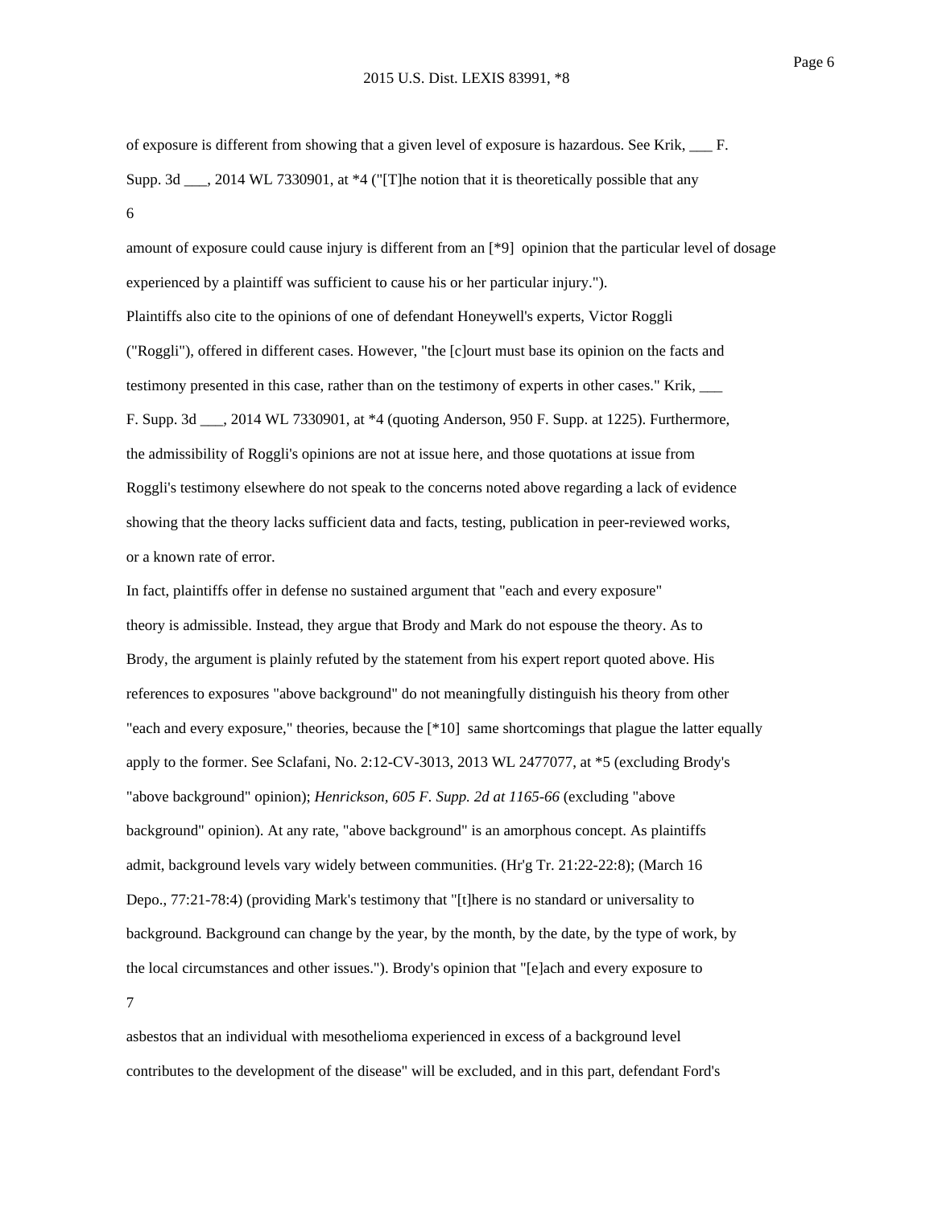of exposure is different from showing that a given level of exposure is hazardous. See Krik, ___ F. Supp. 3d ___, 2014 WL 7330901, at *4 ("[T]he notion that it is theoretically possible that any

6

amount of exposure could cause injury is different from an [*9] opinion that the particular level of dosage experienced by a plaintiff was sufficient to cause his or her particular injury.").

Plaintiffs also cite to the opinions of one of defendant Honeywell's experts, Victor Roggli ("Roggli"), offered in different cases. However, "the [c]ourt must base its opinion on the facts and testimony presented in this case, rather than on the testimony of experts in other cases." Krik, ___ F. Supp. 3d ___, 2014 WL 7330901, at *4 (quoting Anderson, 950 F. Supp. at 1225). Furthermore, the admissibility of Roggli's opinions are not at issue here, and those quotations at issue from Roggli's testimony elsewhere do not speak to the concerns noted above regarding a lack of evidence showing that the theory lacks sufficient data and facts, testing, publication in peer-reviewed works, or a known rate of error.

In fact, plaintiffs offer in defense no sustained argument that "each and every exposure" theory is admissible. Instead, they argue that Brody and Mark do not espouse the theory. As to Brody, the argument is plainly refuted by the statement from his expert report quoted above. His references to exposures "above background" do not meaningfully distinguish his theory from other "each and every exposure," theories, because the [*10] same shortcomings that plague the latter equally apply to the former. See Sclafani, No. 2:12-CV-3013, 2013 WL 2477077, at *5 (excluding Brody's "above background" opinion); *Henrickson, 605 F. Supp. 2d at 1165-66* (excluding "above background" opinion). At any rate, "above background" is an amorphous concept. As plaintiffs admit, background levels vary widely between communities. (Hr'g Tr. 21:22-22:8); (March 16 Depo., 77:21-78:4) (providing Mark's testimony that "[t]here is no standard or universality to background. Background can change by the year, by the month, by the date, by the type of work, by the local circumstances and other issues."). Brody's opinion that "[e]ach and every exposure to

7

asbestos that an individual with mesothelioma experienced in excess of a background level contributes to the development of the disease" will be excluded, and in this part, defendant Ford's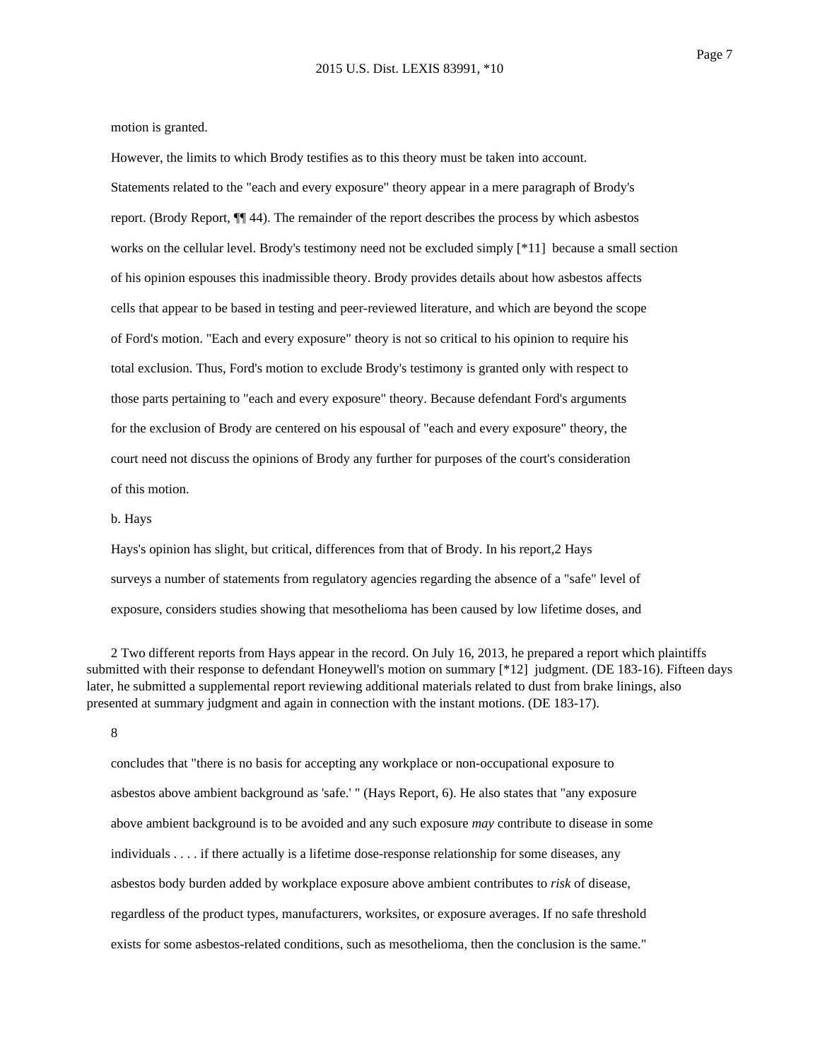motion is granted.

However, the limits to which Brody testifies as to this theory must be taken into account. Statements related to the "each and every exposure" theory appear in a mere paragraph of Brody's report. (Brody Report, ¶¶ 44). The remainder of the report describes the process by which asbestos works on the cellular level. Brody's testimony need not be excluded simply [*11] because a small section of his opinion espouses this inadmissible theory. Brody provides details about how asbestos affects cells that appear to be based in testing and peer-reviewed literature, and which are beyond the scope of Ford's motion. "Each and every exposure" theory is not so critical to his opinion to require his total exclusion. Thus, Ford's motion to exclude Brody's testimony is granted only with respect to those parts pertaining to "each and every exposure" theory. Because defendant Ford's arguments for the exclusion of Brody are centered on his espousal of "each and every exposure" theory, the court need not discuss the opinions of Brody any further for purposes of the court's consideration of this motion.

b. Hays

Hays's opinion has slight, but critical, differences from that of Brody. In his report,[2] Hays surveys a number of statements from regulatory agencies regarding the absence of a "safe" level of exposure, considers studies showing that mesothelioma has been caused by low lifetime doses, and

2 Two different reports from Hays appear in the record. On July 16, 2013, he prepared a report which plaintiffs submitted with their response to defendant Honeywell's motion on summary [*12] judgment. (DE 183-16). Fifteen days later, he submitted a supplemental report reviewing additional materials related to dust from brake linings, also presented at summary judgment and again in connection with the instant motions. (DE 183-17).

8

concludes that "there is no basis for accepting any workplace or non-occupational exposure to asbestos above ambient background as 'safe.' " (Hays Report, 6). He also states that "any exposure above ambient background is to be avoided and any such exposure *may* contribute to disease in some individuals . . . . if there actually is a lifetime dose-response relationship for some diseases, any asbestos body burden added by workplace exposure above ambient contributes to *risk* of disease, regardless of the product types, manufacturers, worksites, or exposure averages. If no safe threshold exists for some asbestos-related conditions, such as mesothelioma, then the conclusion is the same."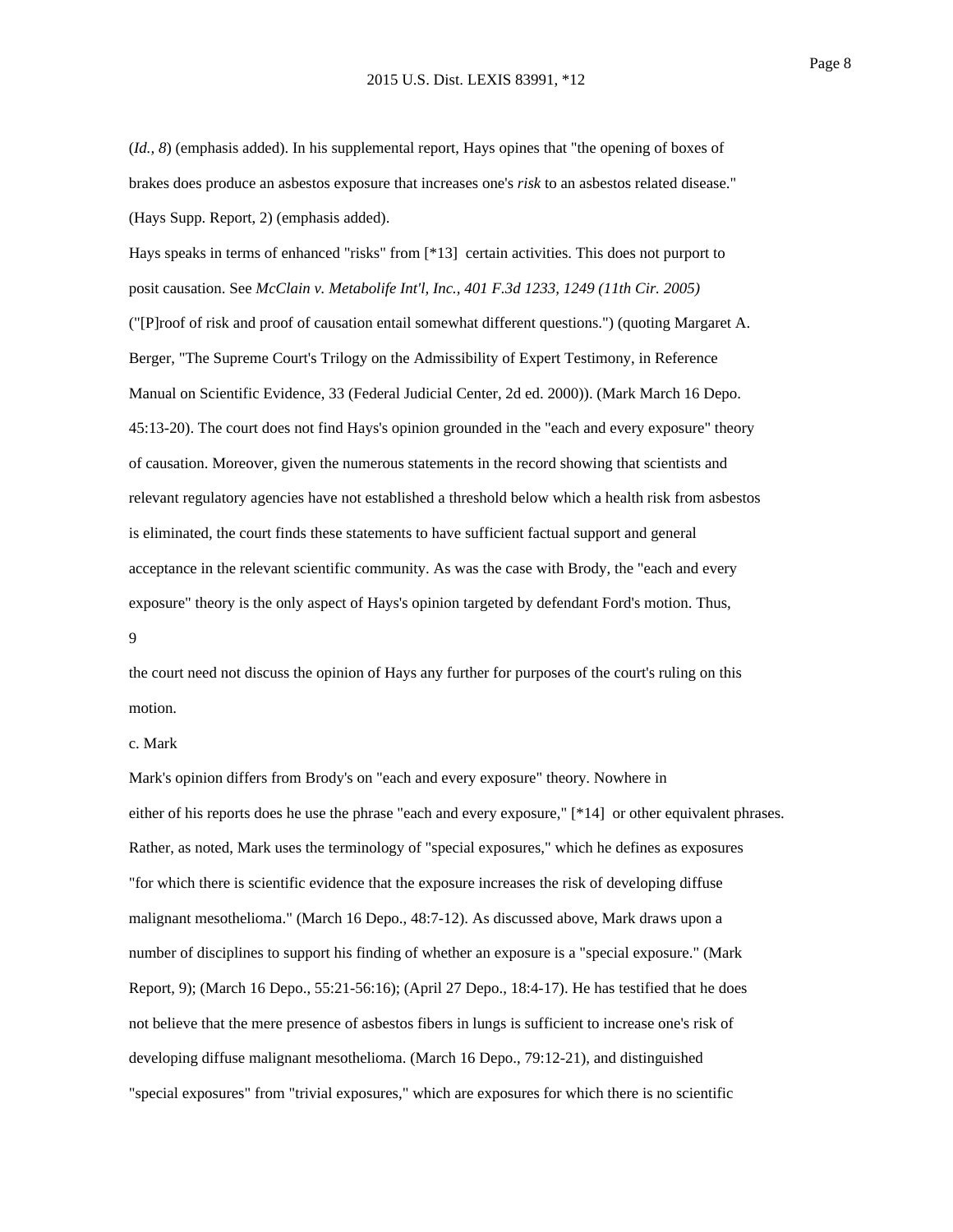(*Id., 8*) (emphasis added). In his supplemental report, Hays opines that "the opening of boxes of brakes does produce an asbestos exposure that increases one's *risk* to an asbestos related disease." (Hays Supp. Report, 2) (emphasis added).

Hays speaks in terms of enhanced "risks" from [*13] certain activities. This does not purport to posit causation. See *McClain v. Metabolife Int'l, Inc., 401 F.3d 1233, 1249 (11th Cir. 2005)* ("[P]roof of risk and proof of causation entail somewhat different questions.") (quoting Margaret A. Berger, "The Supreme Court's Trilogy on the Admissibility of Expert Testimony, in Reference Manual on Scientific Evidence, 33 (Federal Judicial Center, 2d ed. 2000)). (Mark March 16 Depo. 45:13-20). The court does not find Hays's opinion grounded in the "each and every exposure" theory of causation. Moreover, given the numerous statements in the record showing that scientists and relevant regulatory agencies have not established a threshold below which a health risk from asbestos is eliminated, the court finds these statements to have sufficient factual support and general acceptance in the relevant scientific community. As was the case with Brody, the "each and every exposure" theory is the only aspect of Hays's opinion targeted by defendant Ford's motion. Thus,

9

the court need not discuss the opinion of Hays any further for purposes of the court's ruling on this motion.

c. Mark

Mark's opinion differs from Brody's on "each and every exposure" theory. Nowhere in either of his reports does he use the phrase "each and every exposure," [*14] or other equivalent phrases. Rather, as noted, Mark uses the terminology of "special exposures," which he defines as exposures "for which there is scientific evidence that the exposure increases the risk of developing diffuse malignant mesothelioma." (March 16 Depo., 48:7-12). As discussed above, Mark draws upon a number of disciplines to support his finding of whether an exposure is a "special exposure." (Mark Report, 9); (March 16 Depo., 55:21-56:16); (April 27 Depo., 18:4-17). He has testified that he does not believe that the mere presence of asbestos fibers in lungs is sufficient to increase one's risk of developing diffuse malignant mesothelioma. (March 16 Depo., 79:12-21), and distinguished "special exposures" from "trivial exposures," which are exposures for which there is no scientific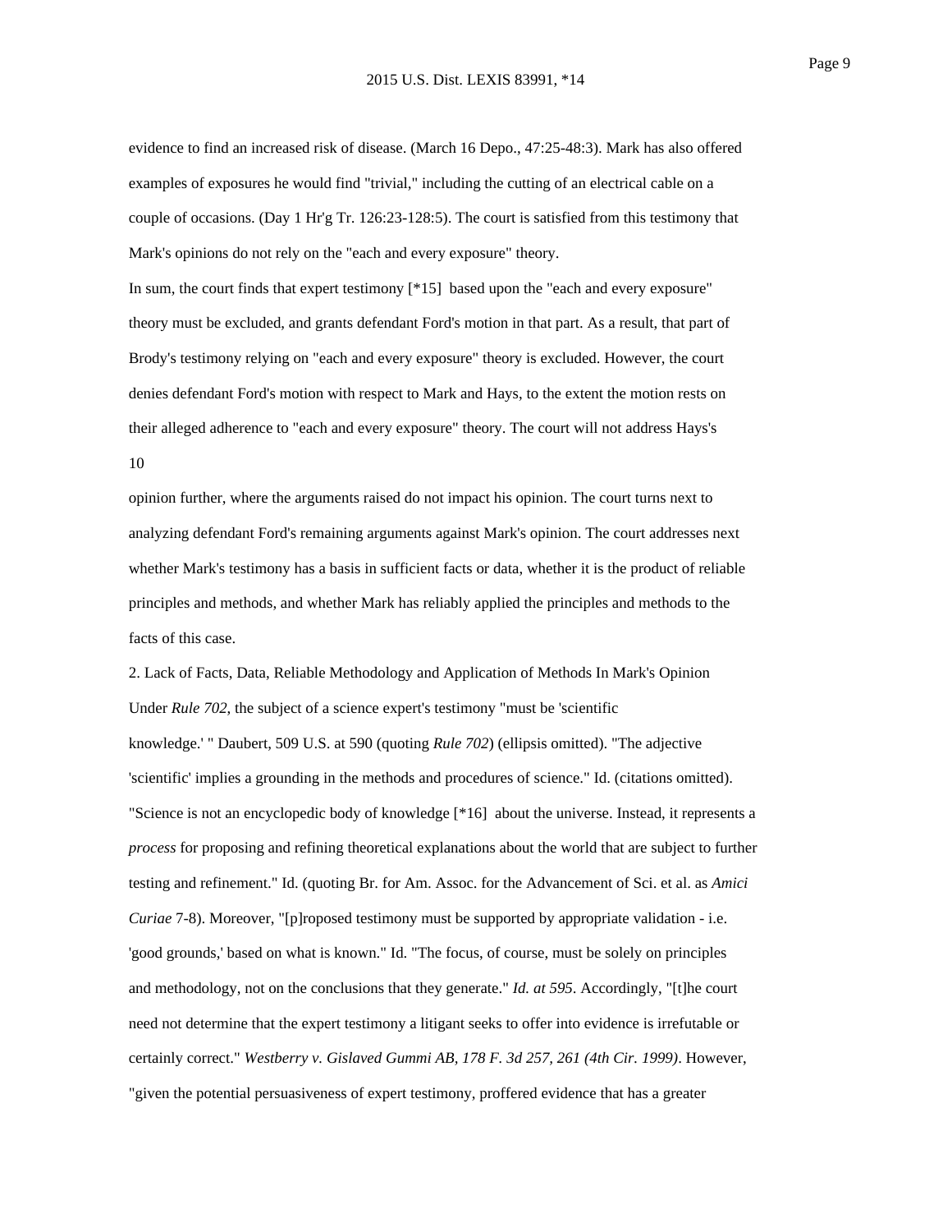evidence to find an increased risk of disease. (March 16 Depo., 47:25-48:3). Mark has also offered examples of exposures he would find "trivial," including the cutting of an electrical cable on a couple of occasions. (Day 1 Hr'g Tr. 126:23-128:5). The court is satisfied from this testimony that Mark's opinions do not rely on the "each and every exposure" theory.

In sum, the court finds that expert testimony [*15] based upon the "each and every exposure" theory must be excluded, and grants defendant Ford's motion in that part. As a result, that part of Brody's testimony relying on "each and every exposure" theory is excluded. However, the court denies defendant Ford's motion with respect to Mark and Hays, to the extent the motion rests on their alleged adherence to "each and every exposure" theory. The court will not address Hays's

10

opinion further, where the arguments raised do not impact his opinion. The court turns next to analyzing defendant Ford's remaining arguments against Mark's opinion. The court addresses next whether Mark's testimony has a basis in sufficient facts or data, whether it is the product of reliable principles and methods, and whether Mark has reliably applied the principles and methods to the facts of this case.

2. Lack of Facts, Data, Reliable Methodology and Application of Methods In Mark's Opinion

Under *Rule 702*, the subject of a science expert's testimony "must be 'scientific knowledge.' " Daubert, 509 U.S. at 590 (quoting *Rule 702*) (ellipsis omitted). "The adjective 'scientific' implies a grounding in the methods and procedures of science." Id. (citations omitted). "Science is not an encyclopedic body of knowledge [*16] about the universe. Instead, it represents a *process* for proposing and refining theoretical explanations about the world that are subject to further testing and refinement." Id. (quoting Br. for Am. Assoc. for the Advancement of Sci. et al. as *Amici Curiae* 7-8). Moreover, "[p]roposed testimony must be supported by appropriate validation - i.e. 'good grounds,' based on what is known." Id. "The focus, of course, must be solely on principles and methodology, not on the conclusions that they generate." *Id. at 595*. Accordingly, "[t]he court need not determine that the expert testimony a litigant seeks to offer into evidence is irrefutable or certainly correct." *Westberry v. Gislaved Gummi AB, 178 F. 3d 257, 261 (4th Cir. 1999)*. However, "given the potential persuasiveness of expert testimony, proffered evidence that has a greater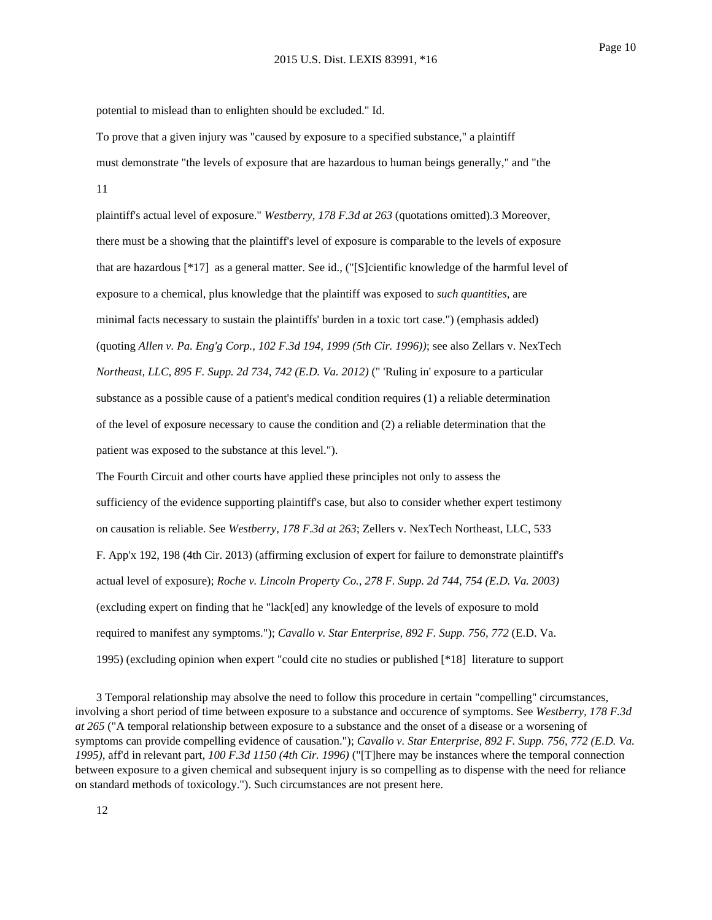potential to mislead than to enlighten should be excluded." Id.

To prove that a given injury was "caused by exposure to a specified substance," a plaintiff must demonstrate "the levels of exposure that are hazardous to human beings generally," and "the

11

plaintiff's actual level of exposure." *Westberry, 178 F.3d at 263* (quotations omitted).3 Moreover, there must be a showing that the plaintiff's level of exposure is comparable to the levels of exposure that are hazardous [*17] as a general matter. See id., ("[S]cientific knowledge of the harmful level of exposure to a chemical, plus knowledge that the plaintiff was exposed to *such quantities*, are minimal facts necessary to sustain the plaintiffs' burden in a toxic tort case.") (emphasis added) (quoting *Allen v. Pa. Eng'g Corp., 102 F.3d 194, 1999 (5th Cir. 1996))*; see also Zellars v. NexTech *Northeast, LLC, 895 F. Supp. 2d 734, 742 (E.D. Va. 2012)* (" 'Ruling in' exposure to a particular substance as a possible cause of a patient's medical condition requires (1) a reliable determination of the level of exposure necessary to cause the condition and (2) a reliable determination that the patient was exposed to the substance at this level.").

The Fourth Circuit and other courts have applied these principles not only to assess the sufficiency of the evidence supporting plaintiff's case, but also to consider whether expert testimony on causation is reliable. See *Westberry, 178 F.3d at 263*; Zellers v. NexTech Northeast, LLC, 533 F. App'x 192, 198 (4th Cir. 2013) (affirming exclusion of expert for failure to demonstrate plaintiff's actual level of exposure); *Roche v. Lincoln Property Co., 278 F. Supp. 2d 744, 754 (E.D. Va. 2003)* (excluding expert on finding that he "lack[ed] any knowledge of the levels of exposure to mold required to manifest any symptoms."); *Cavallo v. Star Enterprise, 892 F. Supp. 756, 772* (E.D. Va. 1995) (excluding opinion when expert "could cite no studies or published [*18] literature to support

3 Temporal relationship may absolve the need to follow this procedure in certain "compelling" circumstances, involving a short period of time between exposure to a substance and occurence of symptoms. See *Westberry, 178 F.3d at 265* ("A temporal relationship between exposure to a substance and the onset of a disease or a worsening of symptoms can provide compelling evidence of causation."); *Cavallo v. Star Enterprise, 892 F. Supp. 756, 772 (E.D. Va. 1995)*, aff'd in relevant part, *100 F.3d 1150 (4th Cir. 1996)* ("[T]here may be instances where the temporal connection between exposure to a given chemical and subsequent injury is so compelling as to dispense with the need for reliance on standard methods of toxicology."). Such circumstances are not present here.

12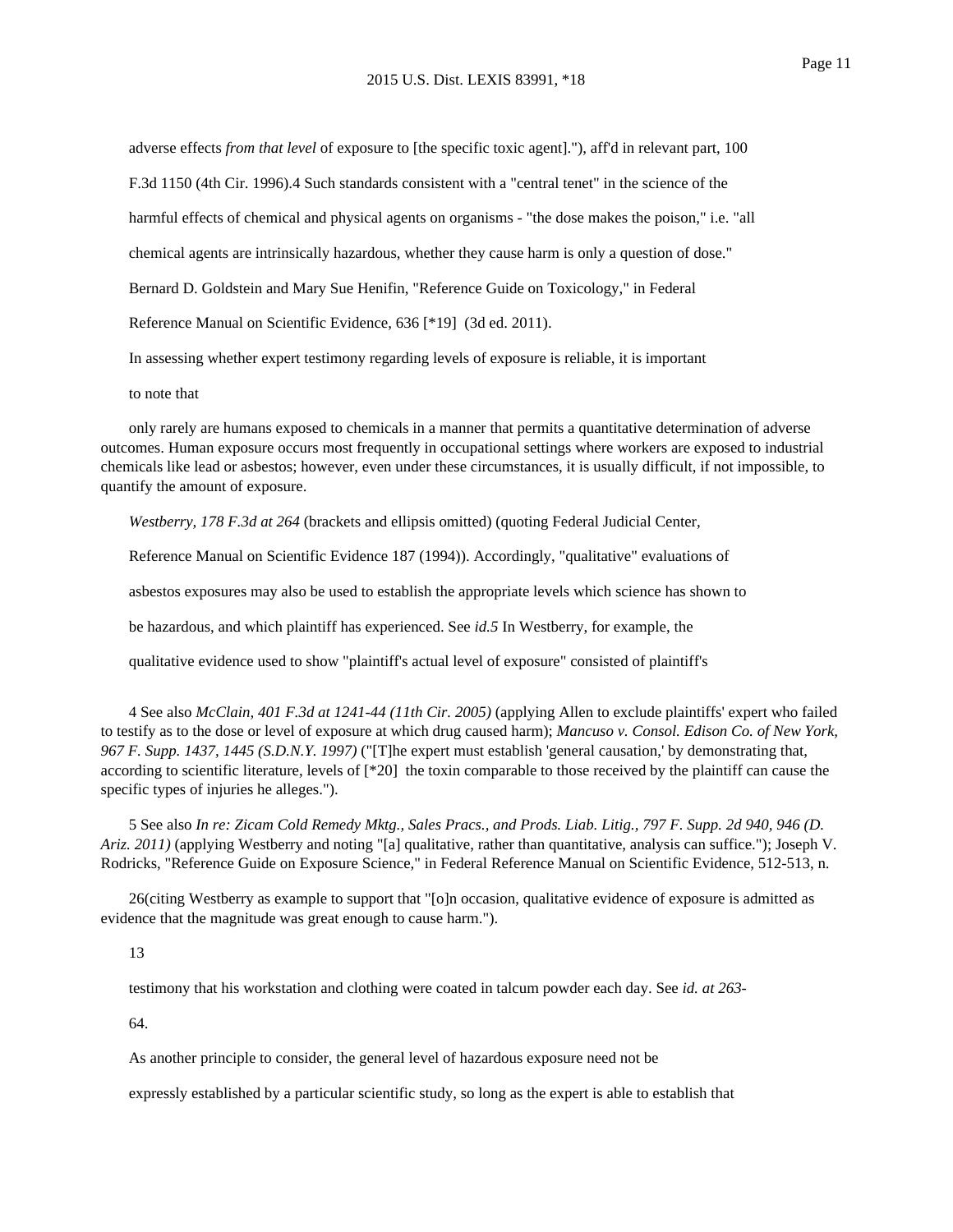adverse effects *from that level* of exposure to [the specific toxic agent]."), aff'd in relevant part, 100 F.3d 1150 (4th Cir. 1996).4 Such standards consistent with a "central tenet" in the science of the harmful effects of chemical and physical agents on organisms - "the dose makes the poison," i.e. "all chemical agents are intrinsically hazardous, whether they cause harm is only a question of dose." Bernard D. Goldstein and Mary Sue Henifin, "Reference Guide on Toxicology," in Federal Reference Manual on Scientific Evidence, 636 [*19] (3d ed. 2011).

In assessing whether expert testimony regarding levels of exposure is reliable, it is important to note that

only rarely are humans exposed to chemicals in a manner that permits a quantitative determination of adverse outcomes. Human exposure occurs most frequently in occupational settings where workers are exposed to industrial chemicals like lead or asbestos; however, even under these circumstances, it is usually difficult, if not impossible, to quantify the amount of exposure.

*Westberry, 178 F.3d at 264* (brackets and ellipsis omitted) (quoting Federal Judicial Center, Reference Manual on Scientific Evidence 187 (1994)). Accordingly, "qualitative" evaluations of asbestos exposures may also be used to establish the appropriate levels which science has shown to be hazardous, and which plaintiff has experienced. See *id.5* In Westberry, for example, the qualitative evidence used to show "plaintiff's actual level of exposure" consisted of plaintiff's testimony that his workstation and clothing were coated in talcum powder each day. See *id. at 263*-64.

As another principle to consider, the general level of hazardous exposure need not be expressly established by a particular scientific study, so long as the expert is able to establish that

4 See also *McClain, 401 F.3d at 1241-44 (11th Cir. 2005)* (applying Allen to exclude plaintiffs' expert who failed to testify as to the dose or level of exposure at which drug caused harm); *Mancuso v. Consol. Edison Co. of New York, 967 F. Supp. 1437, 1445 (S.D.N.Y. 1997)* ("[T]he expert must establish 'general causation,' by demonstrating that, according to scientific literature, levels of [*20] the toxin comparable to those received by the plaintiff can cause the specific types of injuries he alleges.").

5 See also *In re: Zicam Cold Remedy Mktg., Sales Pracs., and Prods. Liab. Litig., 797 F. Supp. 2d 940, 946 (D. Ariz. 2011)* (applying Westberry and noting "[a] qualitative, rather than quantitative, analysis can suffice."); Joseph V. Rodricks, "Reference Guide on Exposure Science," in Federal Reference Manual on Scientific Evidence, 512-513, n. 26(citing Westberry as example to support that "[o]n occasion, qualitative evidence of exposure is admitted as evidence that the magnitude was great enough to cause harm.").

13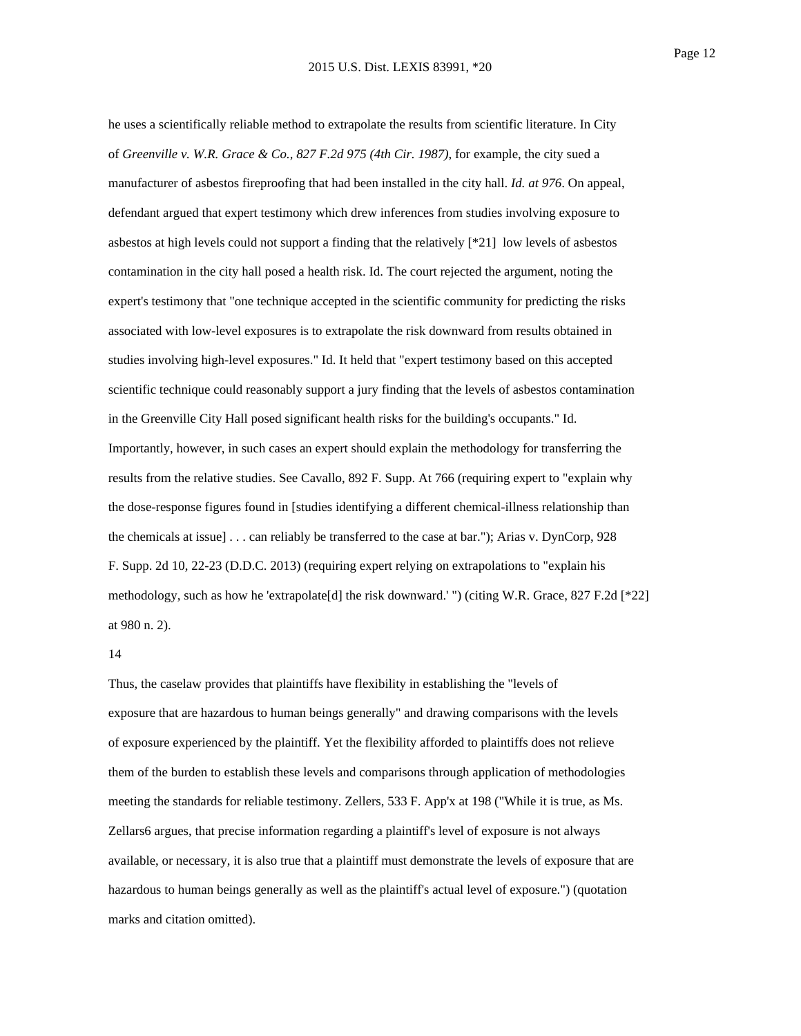he uses a scientifically reliable method to extrapolate the results from scientific literature. In City of *Greenville v. W.R. Grace & Co., 827 F.2d 975 (4th Cir. 1987)*, for example, the city sued a manufacturer of asbestos fireproofing that had been installed in the city hall. *Id. at 976*. On appeal, defendant argued that expert testimony which drew inferences from studies involving exposure to asbestos at high levels could not support a finding that the relatively [*21] low levels of asbestos contamination in the city hall posed a health risk. Id. The court rejected the argument, noting the expert's testimony that "one technique accepted in the scientific community for predicting the risks associated with low-level exposures is to extrapolate the risk downward from results obtained in studies involving high-level exposures." Id. It held that "expert testimony based on this accepted scientific technique could reasonably support a jury finding that the levels of asbestos contamination in the Greenville City Hall posed significant health risks for the building's occupants." Id. Importantly, however, in such cases an expert should explain the methodology for transferring the results from the relative studies. See Cavallo, 892 F. Supp. At 766 (requiring expert to "explain why the dose-response figures found in [studies identifying a different chemical-illness relationship than the chemicals at issue] . . . can reliably be transferred to the case at bar."); Arias v. DynCorp, 928 F. Supp. 2d 10, 22-23 (D.D.C. 2013) (requiring expert relying on extrapolations to "explain his methodology, such as how he 'extrapolate[d] the risk downward.' ") (citing W.R. Grace, 827 F.2d [*22] at 980 n. 2).

14

Thus, the caselaw provides that plaintiffs have flexibility in establishing the "levels of exposure that are hazardous to human beings generally" and drawing comparisons with the levels of exposure experienced by the plaintiff. Yet the flexibility afforded to plaintiffs does not relieve them of the burden to establish these levels and comparisons through application of methodologies meeting the standards for reliable testimony. Zellers, 533 F. App'x at 198 ("While it is true, as Ms. Zellars6 argues, that precise information regarding a plaintiff's level of exposure is not always available, or necessary, it is also true that a plaintiff must demonstrate the levels of exposure that are hazardous to human beings generally as well as the plaintiff's actual level of exposure.") (quotation marks and citation omitted).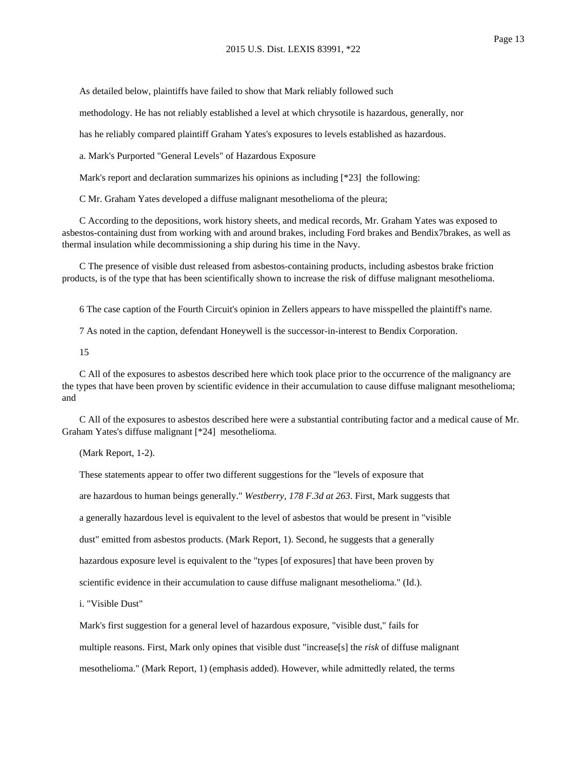As detailed below, plaintiffs have failed to show that Mark reliably followed such methodology. He has not reliably established a level at which chrysotile is hazardous, generally, nor has he reliably compared plaintiff Graham Yates's exposures to levels established as hazardous.

a. Mark's Purported "General Levels" of Hazardous Exposure

Mark's report and declaration summarizes his opinions as including [*23] the following:

C Mr. Graham Yates developed a diffuse malignant mesothelioma of the pleura;

C According to the depositions, work history sheets, and medical records, Mr. Graham Yates was exposed to asbestos-containing dust from working with and around brakes, including Ford brakes and Bendix[7] brakes, as well as thermal insulation while decommissioning a ship during his time in the Navy.

C The presence of visible dust released from asbestos-containing products, including asbestos brake friction products, is of the type that has been scientifically shown to increase the risk of diffuse malignant mesothelioma.

6 The case caption of the Fourth Circuit's opinion in Zellers appears to have misspelled the plaintiff's name.

7 As noted in the caption, defendant Honeywell is the successor-in-interest to Bendix Corporation.

15

C All of the exposures to asbestos described here which took place prior to the occurrence of the malignancy are the types that have been proven by scientific evidence in their accumulation to cause diffuse malignant mesothelioma; and

C All of the exposures to asbestos described here were a substantial contributing factor and a medical cause of Mr. Graham Yates's diffuse malignant [*24] mesothelioma.

(Mark Report, 1-2).

These statements appear to offer two different suggestions for the "levels of exposure that are hazardous to human beings generally." *Westberry, 178 F.3d at 263*. First, Mark suggests that a generally hazardous level is equivalent to the level of asbestos that would be present in "visible dust" emitted from asbestos products. (Mark Report, 1). Second, he suggests that a generally hazardous exposure level is equivalent to the "types [of exposures] that have been proven by scientific evidence in their accumulation to cause diffuse malignant mesothelioma." (Id.).

i. "Visible Dust"

Mark's first suggestion for a general level of hazardous exposure, "visible dust," fails for multiple reasons. First, Mark only opines that visible dust "increase[s] the *risk* of diffuse malignant mesothelioma." (Mark Report, 1) (emphasis added). However, while admittedly related, the terms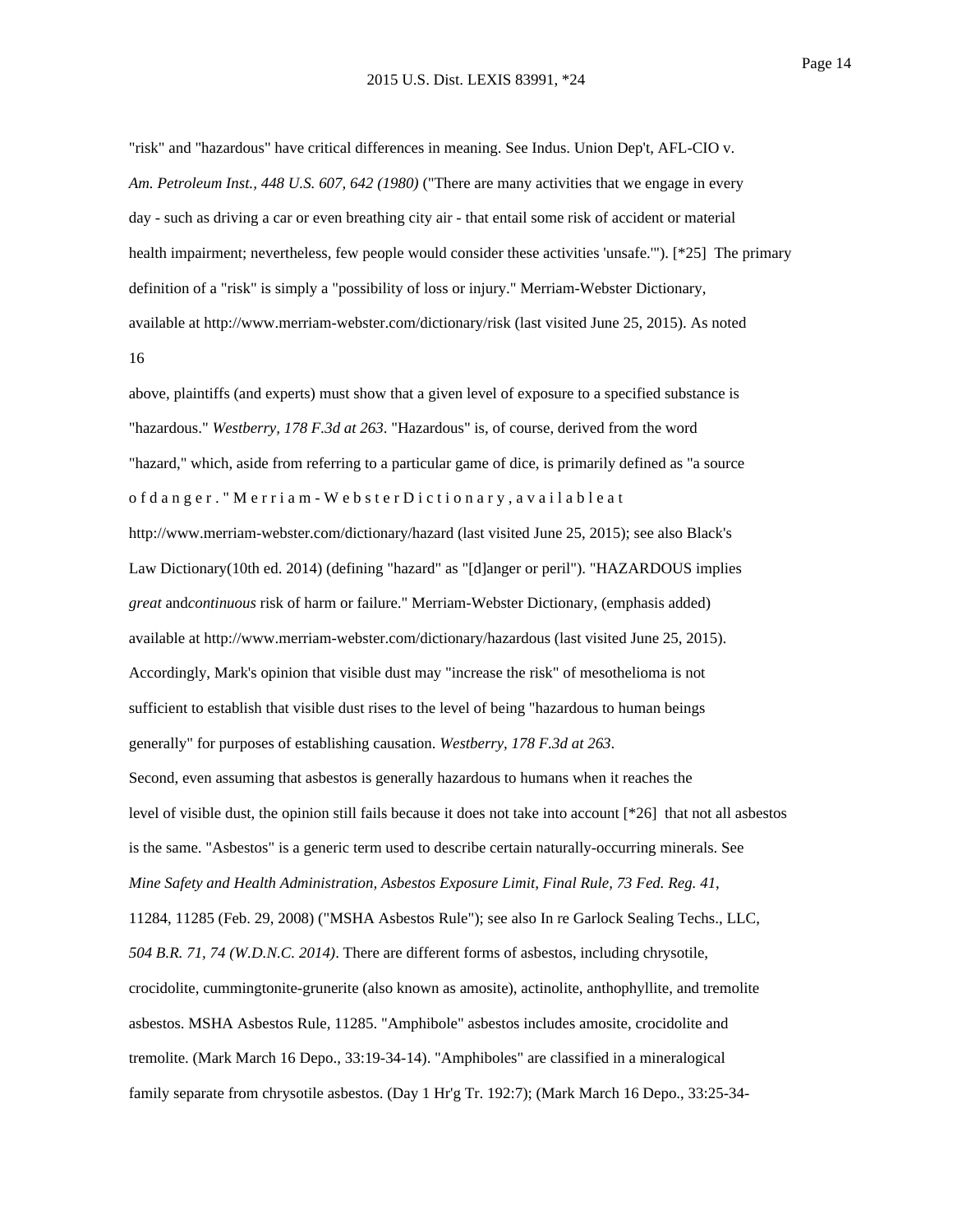"risk" and "hazardous" have critical differences in meaning. See Indus. Union Dep't, AFL-CIO v. *Am. Petroleum Inst., 448 U.S. 607, 642 (1980)* ("There are many activities that we engage in every day - such as driving a car or even breathing city air - that entail some risk of accident or material health impairment; nevertheless, few people would consider these activities 'unsafe.'"). [*25] The primary definition of a "risk" is simply a "possibility of loss or injury." Merriam-Webster Dictionary, available at http://www.merriam-webster.com/dictionary/risk (last visited June 25, 2015). As noted

16

above, plaintiffs (and experts) must show that a given level of exposure to a specified substance is "hazardous." *Westberry, 178 F.3d at 263*. "Hazardous" is, of course, derived from the word "hazard," which, aside from referring to a particular game of dice, is primarily defined as "a source of danger." Merriam-Webster Dictionary, available at http://www.merriam-webster.com/dictionary/hazard (last visited June 25, 2015); see also Black's Law Dictionary(10th ed. 2014) (defining "hazard" as "[d]anger or peril"). "HAZARDOUS implies *great* and*continuous* risk of harm or failure." Merriam-Webster Dictionary, (emphasis added) available at http://www.merriam-webster.com/dictionary/hazardous (last visited June 25, 2015). Accordingly, Mark's opinion that visible dust may "increase the risk" of mesothelioma is not sufficient to establish that visible dust rises to the level of being "hazardous to human beings generally" for purposes of establishing causation. *Westberry, 178 F.3d at 263*.

Second, even assuming that asbestos is generally hazardous to humans when it reaches the level of visible dust, the opinion still fails because it does not take into account [*26] that not all asbestos is the same. "Asbestos" is a generic term used to describe certain naturally-occurring minerals. See *Mine Safety and Health Administration, Asbestos Exposure Limit, Final Rule, 73 Fed. Reg. 41*, 11284, 11285 (Feb. 29, 2008) ("MSHA Asbestos Rule"); see also In re Garlock Sealing Techs., LLC, *504 B.R. 71, 74 (W.D.N.C. 2014)*. There are different forms of asbestos, including chrysotile, crocidolite, cummingtonite-grunerite (also known as amosite), actinolite, anthophyllite, and tremolite asbestos. MSHA Asbestos Rule, 11285. "Amphibole" asbestos includes amosite, crocidolite and tremolite. (Mark March 16 Depo., 33:19-34-14). "Amphiboles" are classified in a mineralogical family separate from chrysotile asbestos. (Day 1 Hr'g Tr. 192:7); (Mark March 16 Depo., 33:25-34-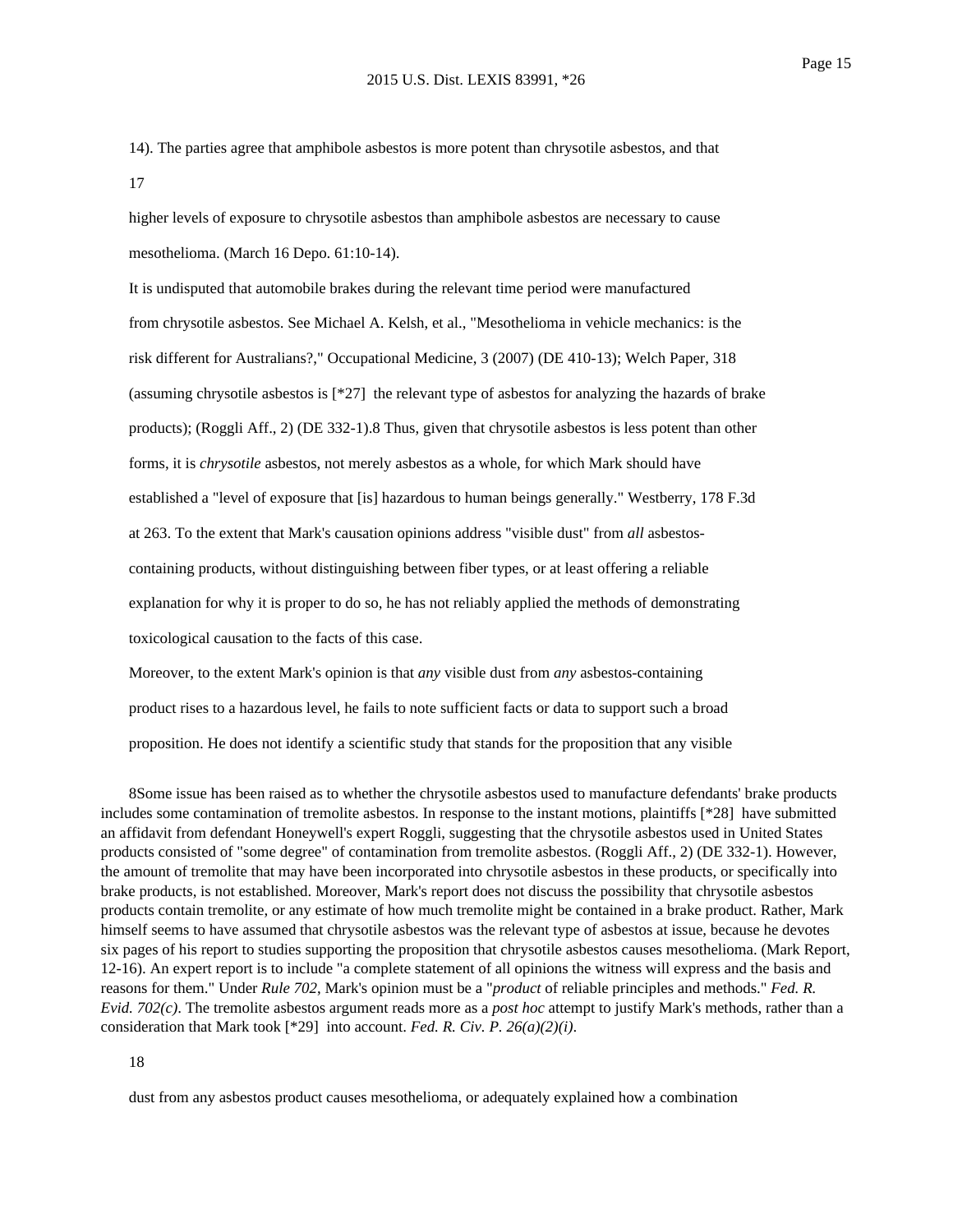14). The parties agree that amphibole asbestos is more potent than chrysotile asbestos, and that

17

higher levels of exposure to chrysotile asbestos than amphibole asbestos are necessary to cause mesothelioma. (March 16 Depo. 61:10-14).

It is undisputed that automobile brakes during the relevant time period were manufactured from chrysotile asbestos. See Michael A. Kelsh, et al., "Mesothelioma in vehicle mechanics: is the risk different for Australians?," Occupational Medicine, 3 (2007) (DE 410-13); Welch Paper, 318 (assuming chrysotile asbestos is [*27] the relevant type of asbestos for analyzing the hazards of brake products); (Roggli Aff., 2) (DE 332-1).8 Thus, given that chrysotile asbestos is less potent than other forms, it is *chrysotile* asbestos, not merely asbestos as a whole, for which Mark should have established a "level of exposure that [is] hazardous to human beings generally." Westberry, 178 F.3d at 263. To the extent that Mark's causation opinions address "visible dust" from *all* asbestos-containing products, without distinguishing between fiber types, or at least offering a reliable explanation for why it is proper to do so, he has not reliably applied the methods of demonstrating toxicological causation to the facts of this case.

Moreover, to the extent Mark's opinion is that *any* visible dust from *any* asbestos-containing product rises to a hazardous level, he fails to note sufficient facts or data to support such a broad proposition. He does not identify a scientific study that stands for the proposition that any visible

8Some issue has been raised as to whether the chrysotile asbestos used to manufacture defendants' brake products includes some contamination of tremolite asbestos. In response to the instant motions, plaintiffs [*28] have submitted an affidavit from defendant Honeywell's expert Roggli, suggesting that the chrysotile asbestos used in United States products consisted of "some degree" of contamination from tremolite asbestos. (Roggli Aff., 2) (DE 332-1). However, the amount of tremolite that may have been incorporated into chrysotile asbestos in these products, or specifically into brake products, is not established. Moreover, Mark's report does not discuss the possibility that chrysotile asbestos products contain tremolite, or any estimate of how much tremolite might be contained in a brake product. Rather, Mark himself seems to have assumed that chrysotile asbestos was the relevant type of asbestos at issue, because he devotes six pages of his report to studies supporting the proposition that chrysotile asbestos causes mesothelioma. (Mark Report, 12-16). An expert report is to include "a complete statement of all opinions the witness will express and the basis and reasons for them." Under *Rule 702*, Mark's opinion must be a "*product* of reliable principles and methods." *Fed. R. Evid. 702(c)*. The tremolite asbestos argument reads more as a *post hoc* attempt to justify Mark's methods, rather than a consideration that Mark took [*29] into account. *Fed. R. Civ. P. 26(a)(2)(i)*.

18

dust from any asbestos product causes mesothelioma, or adequately explained how a combination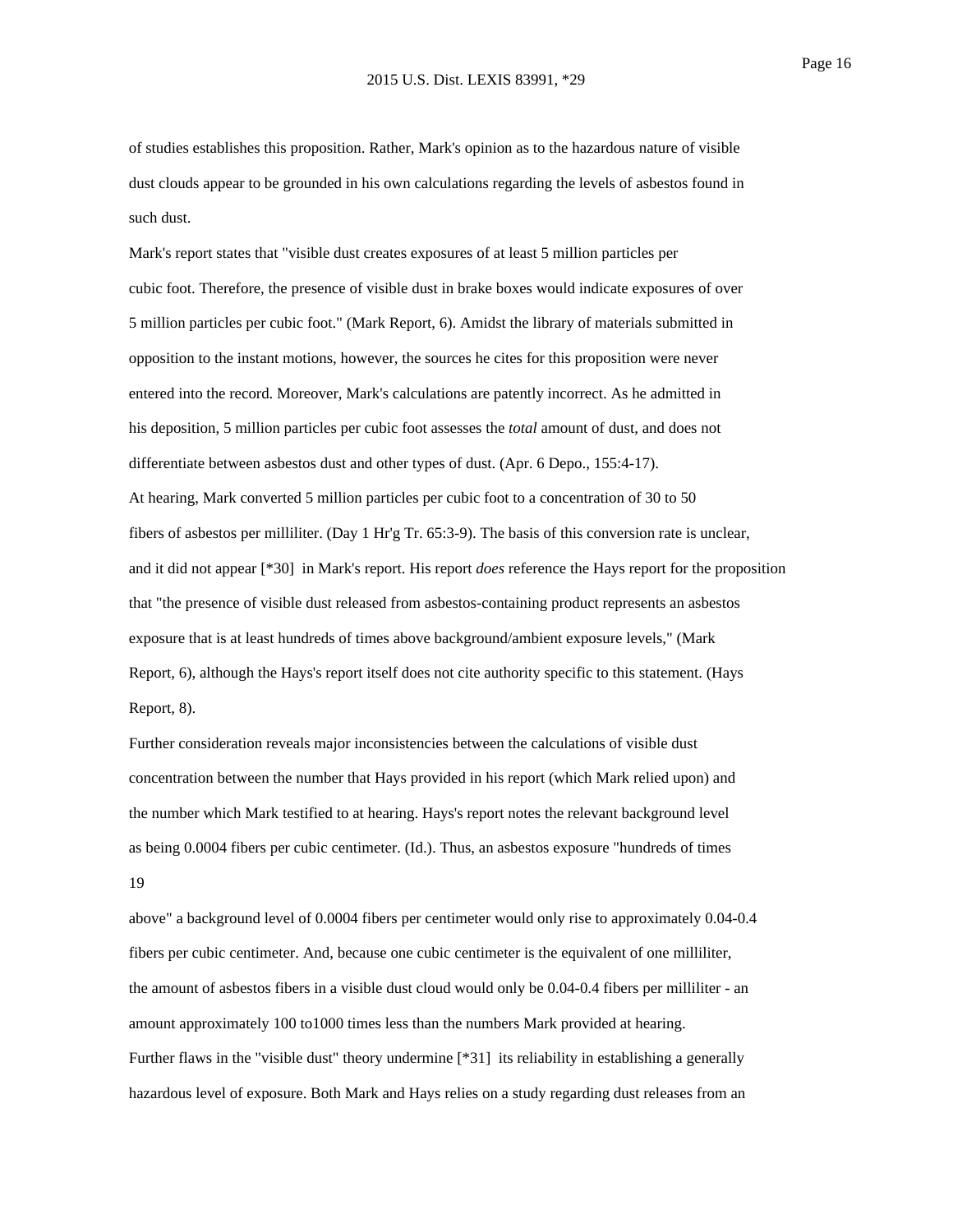of studies establishes this proposition. Rather, Mark's opinion as to the hazardous nature of visible dust clouds appear to be grounded in his own calculations regarding the levels of asbestos found in such dust.

Mark's report states that "visible dust creates exposures of at least 5 million particles per cubic foot. Therefore, the presence of visible dust in brake boxes would indicate exposures of over 5 million particles per cubic foot." (Mark Report, 6). Amidst the library of materials submitted in opposition to the instant motions, however, the sources he cites for this proposition were never entered into the record. Moreover, Mark's calculations are patently incorrect. As he admitted in his deposition, 5 million particles per cubic foot assesses the *total* amount of dust, and does not differentiate between asbestos dust and other types of dust. (Apr. 6 Depo., 155:4-17).

At hearing, Mark converted 5 million particles per cubic foot to a concentration of 30 to 50 fibers of asbestos per milliliter. (Day 1 Hr'g Tr. 65:3-9). The basis of this conversion rate is unclear, and it did not appear [*30] in Mark's report. His report *does* reference the Hays report for the proposition that "the presence of visible dust released from asbestos-containing product represents an asbestos exposure that is at least hundreds of times above background/ambient exposure levels," (Mark Report, 6), although the Hays's report itself does not cite authority specific to this statement. (Hays Report, 8).

Further consideration reveals major inconsistencies between the calculations of visible dust concentration between the number that Hays provided in his report (which Mark relied upon) and the number which Mark testified to at hearing. Hays's report notes the relevant background level as being 0.0004 fibers per cubic centimeter. (Id.). Thus, an asbestos exposure "hundreds of times

19

above" a background level of 0.0004 fibers per centimeter would only rise to approximately 0.04-0.4 fibers per cubic centimeter. And, because one cubic centimeter is the equivalent of one milliliter, the amount of asbestos fibers in a visible dust cloud would only be 0.04-0.4 fibers per milliliter - an amount approximately 100 to1000 times less than the numbers Mark provided at hearing.

Further flaws in the "visible dust" theory undermine [*31] its reliability in establishing a generally hazardous level of exposure. Both Mark and Hays relies on a study regarding dust releases from an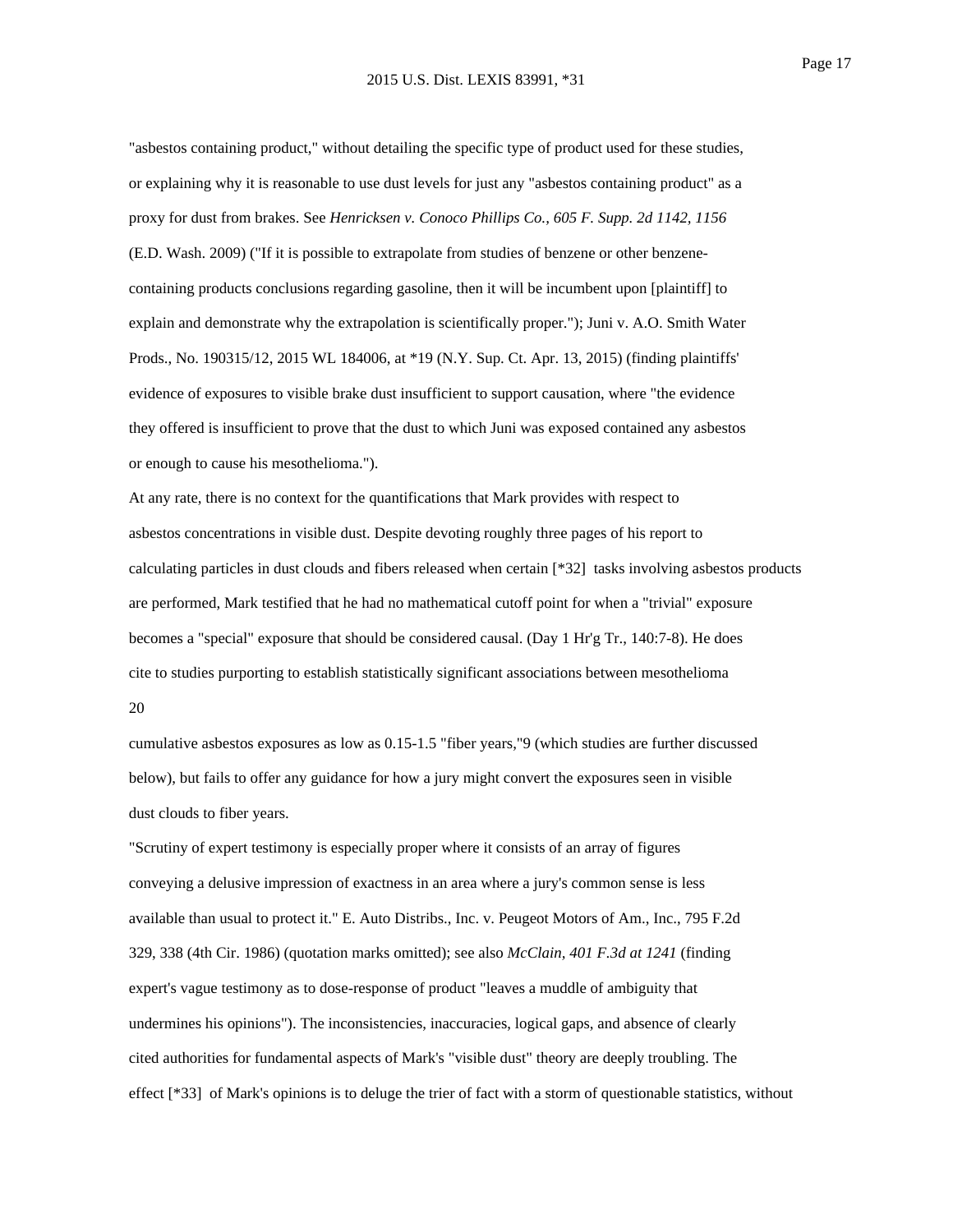"asbestos containing product," without detailing the specific type of product used for these studies, or explaining why it is reasonable to use dust levels for just any "asbestos containing product" as a proxy for dust from brakes. See *Henricksen v. Conoco Phillips Co., 605 F. Supp. 2d 1142, 1156* (E.D. Wash. 2009) ("If it is possible to extrapolate from studies of benzene or other benzene-containing products conclusions regarding gasoline, then it will be incumbent upon [plaintiff] to explain and demonstrate why the extrapolation is scientifically proper."); Juni v. A.O. Smith Water Prods., No. 190315/12, 2015 WL 184006, at *19 (N.Y. Sup. Ct. Apr. 13, 2015) (finding plaintiffs' evidence of exposures to visible brake dust insufficient to support causation, where "the evidence they offered is insufficient to prove that the dust to which Juni was exposed contained any asbestos or enough to cause his mesothelioma.").

At any rate, there is no context for the quantifications that Mark provides with respect to asbestos concentrations in visible dust. Despite devoting roughly three pages of his report to calculating particles in dust clouds and fibers released when certain [*32] tasks involving asbestos products are performed, Mark testified that he had no mathematical cutoff point for when a "trivial" exposure becomes a "special" exposure that should be considered causal. (Day 1 Hr'g Tr., 140:7-8). He does cite to studies purporting to establish statistically significant associations between mesothelioma

20

cumulative asbestos exposures as low as 0.15-1.5 "fiber years,"9 (which studies are further discussed below), but fails to offer any guidance for how a jury might convert the exposures seen in visible dust clouds to fiber years.

"Scrutiny of expert testimony is especially proper where it consists of an array of figures conveying a delusive impression of exactness in an area where a jury's common sense is less available than usual to protect it." E. Auto Distribs., Inc. v. Peugeot Motors of Am., Inc., 795 F.2d 329, 338 (4th Cir. 1986) (quotation marks omitted); see also *McClain, 401 F.3d at 1241* (finding expert's vague testimony as to dose-response of product "leaves a muddle of ambiguity that undermines his opinions"). The inconsistencies, inaccuracies, logical gaps, and absence of clearly cited authorities for fundamental aspects of Mark's "visible dust" theory are deeply troubling. The effect [*33] of Mark's opinions is to deluge the trier of fact with a storm of questionable statistics, without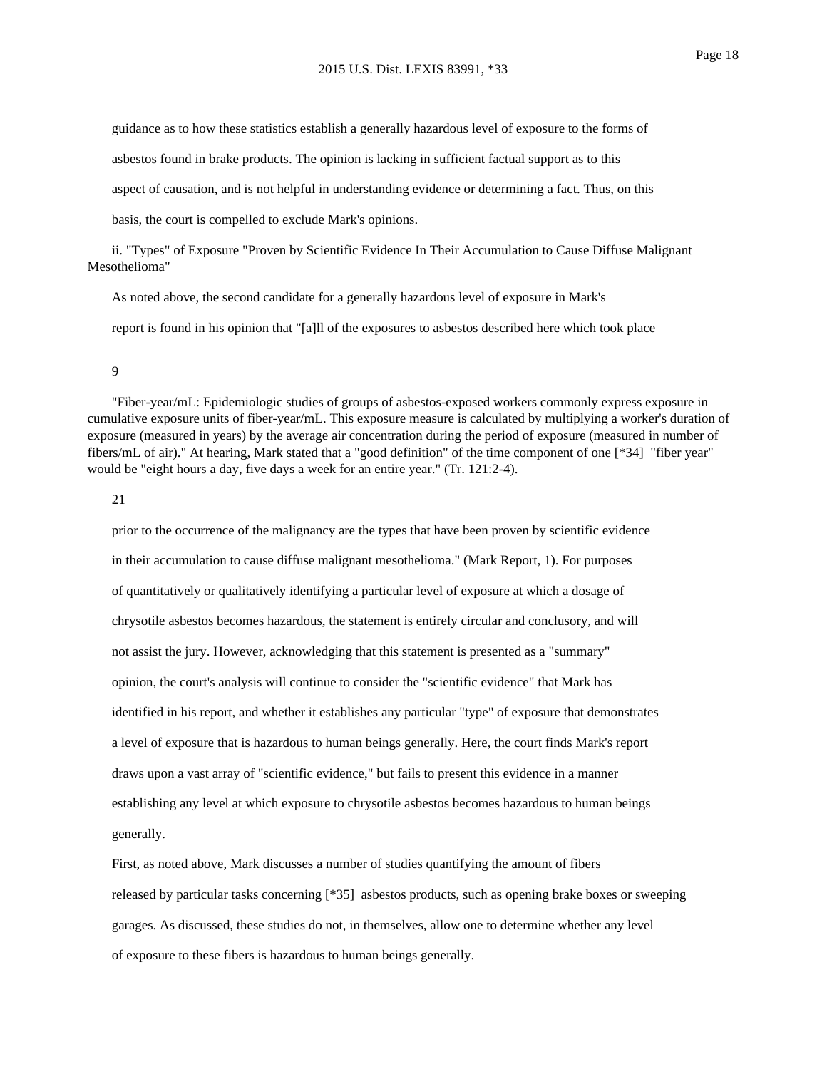guidance as to how these statistics establish a generally hazardous level of exposure to the forms of asbestos found in brake products. The opinion is lacking in sufficient factual support as to this aspect of causation, and is not helpful in understanding evidence or determining a fact. Thus, on this basis, the court is compelled to exclude Mark's opinions.

ii. "Types" of Exposure "Proven by Scientific Evidence In Their Accumulation to Cause Diffuse Malignant Mesothelioma"

As noted above, the second candidate for a generally hazardous level of exposure in Mark's report is found in his opinion that "[a]ll of the exposures to asbestos described here which took place

9

"Fiber-year/mL: Epidemiologic studies of groups of asbestos-exposed workers commonly express exposure in cumulative exposure units of fiber-year/mL. This exposure measure is calculated by multiplying a worker's duration of exposure (measured in years) by the average air concentration during the period of exposure (measured in number of fibers/mL of air)." At hearing, Mark stated that a "good definition" of the time component of one [*34] "fiber year" would be "eight hours a day, five days a week for an entire year." (Tr. 121:2-4).

21

prior to the occurrence of the malignancy are the types that have been proven by scientific evidence in their accumulation to cause diffuse malignant mesothelioma." (Mark Report, 1). For purposes of quantitatively or qualitatively identifying a particular level of exposure at which a dosage of chrysotile asbestos becomes hazardous, the statement is entirely circular and conclusory, and will not assist the jury. However, acknowledging that this statement is presented as a "summary" opinion, the court's analysis will continue to consider the "scientific evidence" that Mark has identified in his report, and whether it establishes any particular "type" of exposure that demonstrates a level of exposure that is hazardous to human beings generally. Here, the court finds Mark's report draws upon a vast array of "scientific evidence," but fails to present this evidence in a manner establishing any level at which exposure to chrysotile asbestos becomes hazardous to human beings generally.

First, as noted above, Mark discusses a number of studies quantifying the amount of fibers released by particular tasks concerning [*35] asbestos products, such as opening brake boxes or sweeping garages. As discussed, these studies do not, in themselves, allow one to determine whether any level of exposure to these fibers is hazardous to human beings generally.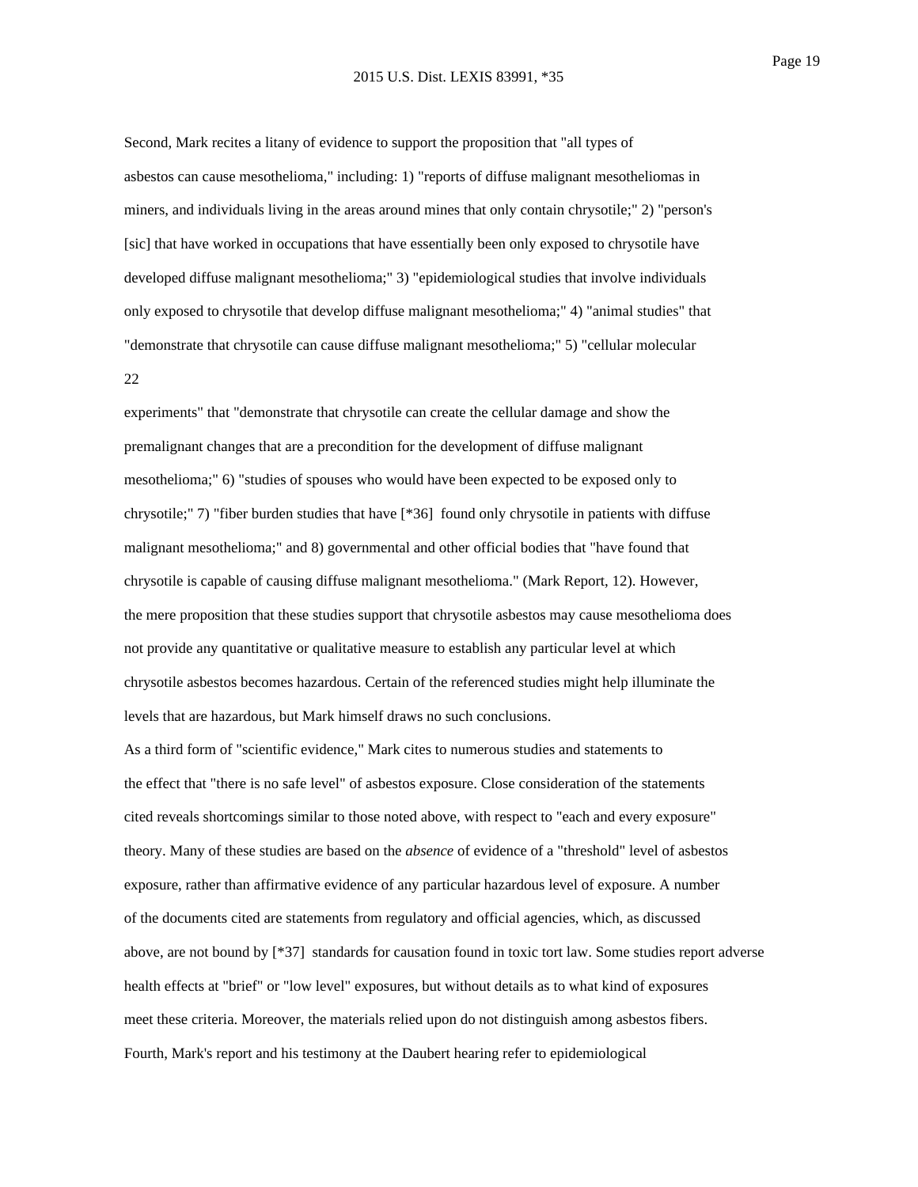Second, Mark recites a litany of evidence to support the proposition that "all types of asbestos can cause mesothelioma," including: 1) "reports of diffuse malignant mesotheliomas in miners, and individuals living in the areas around mines that only contain chrysotile;" 2) "person's [sic] that have worked in occupations that have essentially been only exposed to chrysotile have developed diffuse malignant mesothelioma;" 3) "epidemiological studies that involve individuals only exposed to chrysotile that develop diffuse malignant mesothelioma;" 4) "animal studies" that "demonstrate that chrysotile can cause diffuse malignant mesothelioma;" 5) "cellular molecular

22

experiments" that "demonstrate that chrysotile can create the cellular damage and show the premalignant changes that are a precondition for the development of diffuse malignant mesothelioma;" 6) "studies of spouses who would have been expected to be exposed only to chrysotile;" 7) "fiber burden studies that have [*36] found only chrysotile in patients with diffuse malignant mesothelioma;" and 8) governmental and other official bodies that "have found that chrysotile is capable of causing diffuse malignant mesothelioma." (Mark Report, 12). However, the mere proposition that these studies support that chrysotile asbestos may cause mesothelioma does not provide any quantitative or qualitative measure to establish any particular level at which chrysotile asbestos becomes hazardous. Certain of the referenced studies might help illuminate the levels that are hazardous, but Mark himself draws no such conclusions.

As a third form of "scientific evidence," Mark cites to numerous studies and statements to the effect that "there is no safe level" of asbestos exposure. Close consideration of the statements cited reveals shortcomings similar to those noted above, with respect to "each and every exposure" theory. Many of these studies are based on the *absence* of evidence of a "threshold" level of asbestos exposure, rather than affirmative evidence of any particular hazardous level of exposure. A number of the documents cited are statements from regulatory and official agencies, which, as discussed above, are not bound by [*37] standards for causation found in toxic tort law. Some studies report adverse health effects at "brief" or "low level" exposures, but without details as to what kind of exposures meet these criteria. Moreover, the materials relied upon do not distinguish among asbestos fibers.

Fourth, Mark's report and his testimony at the Daubert hearing refer to epidemiological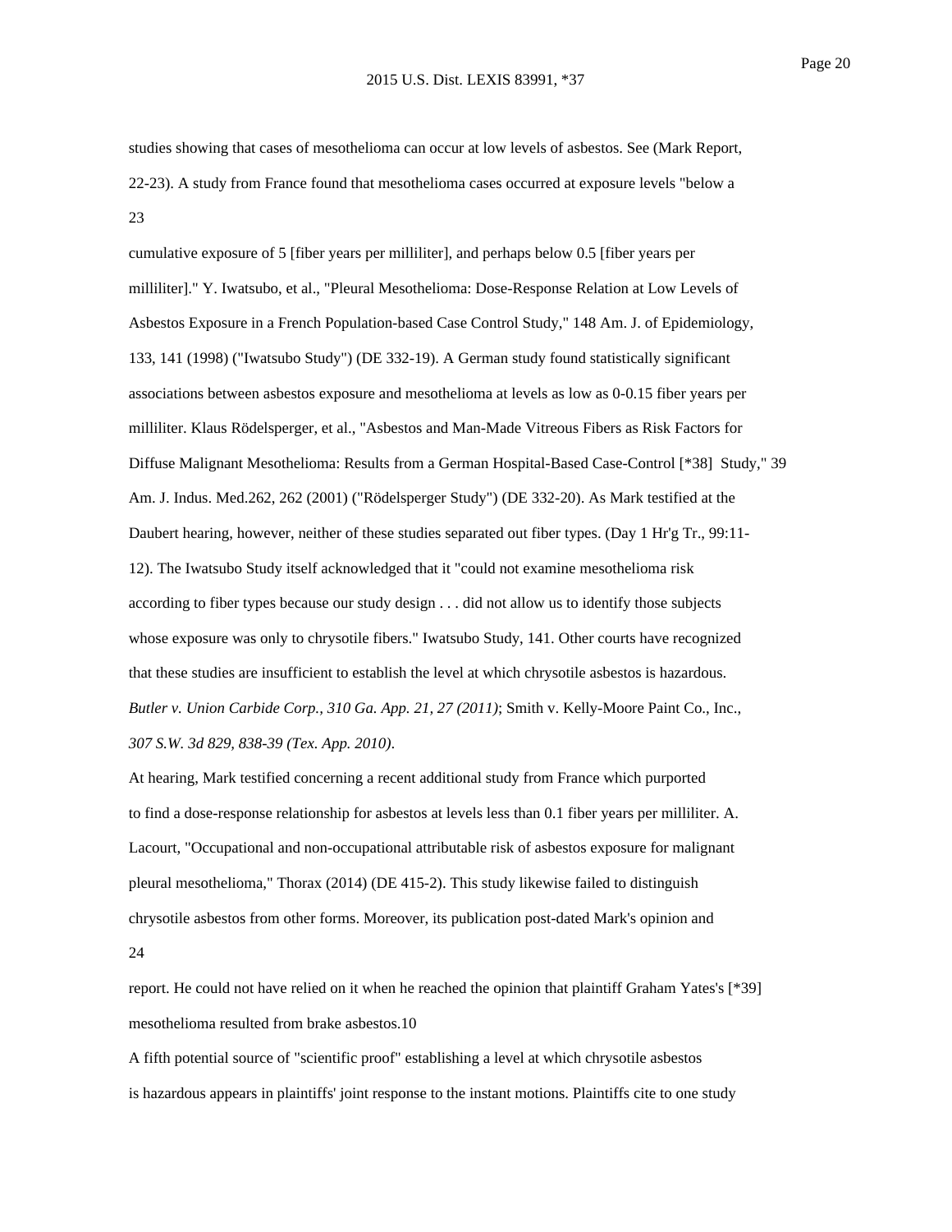studies showing that cases of mesothelioma can occur at low levels of asbestos. See (Mark Report, 22-23). A study from France found that mesothelioma cases occurred at exposure levels "below a

23

cumulative exposure of 5 [fiber years per milliliter], and perhaps below 0.5 [fiber years per milliliter]." Y. Iwatsubo, et al., "Pleural Mesothelioma: Dose-Response Relation at Low Levels of Asbestos Exposure in a French Population-based Case Control Study," 148 Am. J. of Epidemiology, 133, 141 (1998) ("Iwatsubo Study") (DE 332-19). A German study found statistically significant associations between asbestos exposure and mesothelioma at levels as low as 0-0.15 fiber years per milliliter. Klaus Rödelsperger, et al., "Asbestos and Man-Made Vitreous Fibers as Risk Factors for Diffuse Malignant Mesothelioma: Results from a German Hospital-Based Case-Control [*38] Study," 39 Am. J. Indus. Med.262, 262 (2001) ("Rödelsperger Study") (DE 332-20). As Mark testified at the Daubert hearing, however, neither of these studies separated out fiber types. (Day 1 Hr'g Tr., 99:11-12). The Iwatsubo Study itself acknowledged that it "could not examine mesothelioma risk according to fiber types because our study design . . . did not allow us to identify those subjects whose exposure was only to chrysotile fibers." Iwatsubo Study, 141. Other courts have recognized that these studies are insufficient to establish the level at which chrysotile asbestos is hazardous. *Butler v. Union Carbide Corp., 310 Ga. App. 21, 27 (2011)*; Smith v. Kelly-Moore Paint Co., Inc., *307 S.W. 3d 829, 838-39 (Tex. App. 2010)*.

At hearing, Mark testified concerning a recent additional study from France which purported to find a dose-response relationship for asbestos at levels less than 0.1 fiber years per milliliter. A. Lacourt, "Occupational and non-occupational attributable risk of asbestos exposure for malignant pleural mesothelioma," Thorax (2014) (DE 415-2). This study likewise failed to distinguish chrysotile asbestos from other forms. Moreover, its publication post-dated Mark's opinion and

24

report. He could not have relied on it when he reached the opinion that plaintiff Graham Yates's [*39] mesothelioma resulted from brake asbestos.10

A fifth potential source of "scientific proof" establishing a level at which chrysotile asbestos is hazardous appears in plaintiffs' joint response to the instant motions. Plaintiffs cite to one study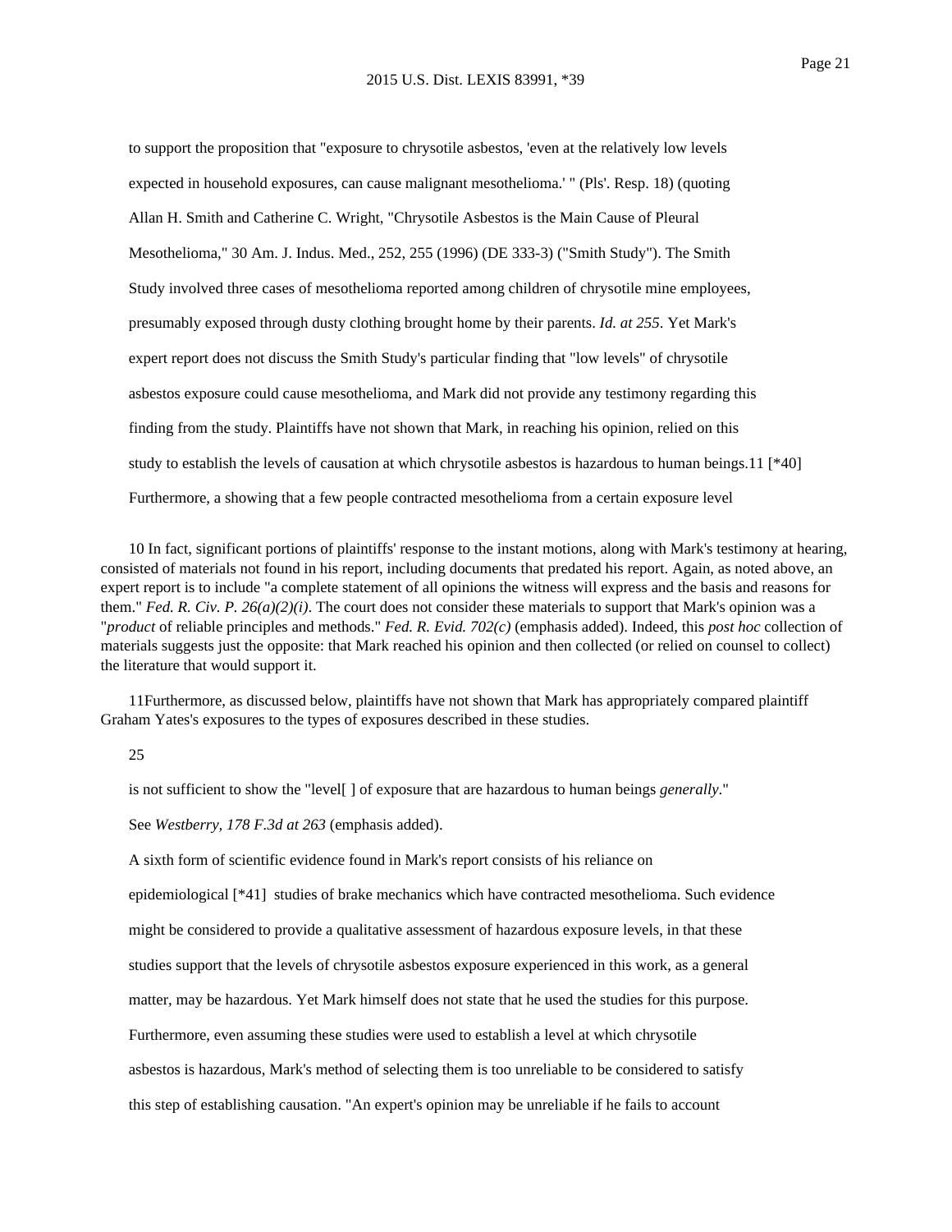to support the proposition that "exposure to chrysotile asbestos, 'even at the relatively low levels expected in household exposures, can cause malignant mesothelioma.' " (Pls'. Resp. 18) (quoting Allan H. Smith and Catherine C. Wright, "Chrysotile Asbestos is the Main Cause of Pleural Mesothelioma," 30 Am. J. Indus. Med., 252, 255 (1996) (DE 333-3) ("Smith Study"). The Smith Study involved three cases of mesothelioma reported among children of chrysotile mine employees, presumably exposed through dusty clothing brought home by their parents. *Id. at 255*. Yet Mark's expert report does not discuss the Smith Study's particular finding that "low levels" of chrysotile asbestos exposure could cause mesothelioma, and Mark did not provide any testimony regarding this finding from the study. Plaintiffs have not shown that Mark, in reaching his opinion, relied on this study to establish the levels of causation at which chrysotile asbestos is hazardous to human beings.11 [*40] Furthermore, a showing that a few people contracted mesothelioma from a certain exposure level

10 In fact, significant portions of plaintiffs' response to the instant motions, along with Mark's testimony at hearing, consisted of materials not found in his report, including documents that predated his report. Again, as noted above, an expert report is to include "a complete statement of all opinions the witness will express and the basis and reasons for them." *Fed. R. Civ. P. 26(a)(2)(i)*. The court does not consider these materials to support that Mark's opinion was a "*product* of reliable principles and methods." *Fed. R. Evid. 702(c)* (emphasis added). Indeed, this *post hoc* collection of materials suggests just the opposite: that Mark reached his opinion and then collected (or relied on counsel to collect) the literature that would support it.

11Furthermore, as discussed below, plaintiffs have not shown that Mark has appropriately compared plaintiff Graham Yates's exposures to the types of exposures described in these studies.

25

is not sufficient to show the "level[ ] of exposure that are hazardous to human beings *generally*." See *Westberry, 178 F.3d at 263* (emphasis added).

A sixth form of scientific evidence found in Mark's report consists of his reliance on epidemiological [*41] studies of brake mechanics which have contracted mesothelioma. Such evidence might be considered to provide a qualitative assessment of hazardous exposure levels, in that these studies support that the levels of chrysotile asbestos exposure experienced in this work, as a general matter, may be hazardous. Yet Mark himself does not state that he used the studies for this purpose. Furthermore, even assuming these studies were used to establish a level at which chrysotile asbestos is hazardous, Mark's method of selecting them is too unreliable to be considered to satisfy this step of establishing causation. "An expert's opinion may be unreliable if he fails to account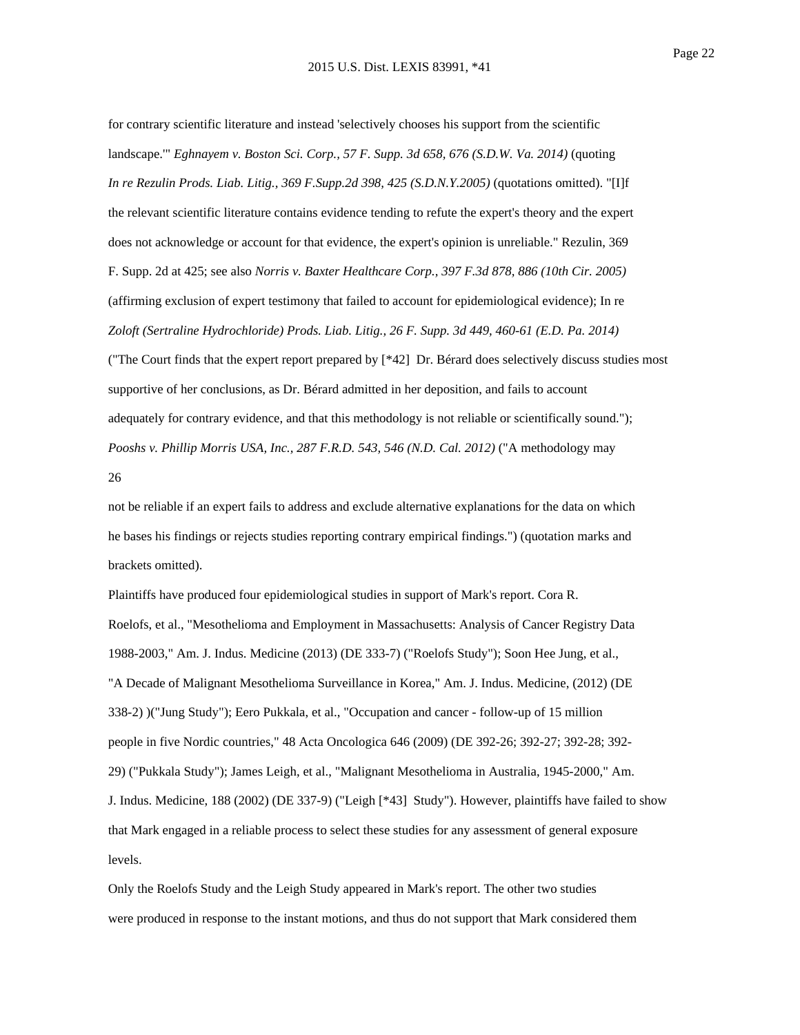for contrary scientific literature and instead 'selectively chooses his support from the scientific landscape.'" *Eghnayem v. Boston Sci. Corp., 57 F. Supp. 3d 658, 676 (S.D.W. Va. 2014)* (quoting *In re Rezulin Prods. Liab. Litig., 369 F.Supp.2d 398, 425 (S.D.N.Y.2005)* (quotations omitted). "[I]f the relevant scientific literature contains evidence tending to refute the expert's theory and the expert does not acknowledge or account for that evidence, the expert's opinion is unreliable." Rezulin, 369 F. Supp. 2d at 425; see also *Norris v. Baxter Healthcare Corp., 397 F.3d 878, 886 (10th Cir. 2005)* (affirming exclusion of expert testimony that failed to account for epidemiological evidence); In re *Zoloft (Sertraline Hydrochloride) Prods. Liab. Litig., 26 F. Supp. 3d 449, 460-61 (E.D. Pa. 2014)* ("The Court finds that the expert report prepared by [*42] Dr. Bérard does selectively discuss studies most supportive of her conclusions, as Dr. Bérard admitted in her deposition, and fails to account adequately for contrary evidence, and that this methodology is not reliable or scientifically sound."); *Pooshs v. Phillip Morris USA, Inc., 287 F.R.D. 543, 546 (N.D. Cal. 2012)* ("A methodology may

26

not be reliable if an expert fails to address and exclude alternative explanations for the data on which he bases his findings or rejects studies reporting contrary empirical findings.") (quotation marks and brackets omitted).

Plaintiffs have produced four epidemiological studies in support of Mark's report. Cora R. Roelofs, et al., "Mesothelioma and Employment in Massachusetts: Analysis of Cancer Registry Data 1988-2003," Am. J. Indus. Medicine (2013) (DE 333-7) ("Roelofs Study"); Soon Hee Jung, et al., "A Decade of Malignant Mesothelioma Surveillance in Korea," Am. J. Indus. Medicine, (2012) (DE 338-2) )("Jung Study"); Eero Pukkala, et al., "Occupation and cancer - follow-up of 15 million people in five Nordic countries," 48 Acta Oncologica 646 (2009) (DE 392-26; 392-27; 392-28; 392-29) ("Pukkala Study"); James Leigh, et al., "Malignant Mesothelioma in Australia, 1945-2000," Am. J. Indus. Medicine, 188 (2002) (DE 337-9) ("Leigh [*43] Study"). However, plaintiffs have failed to show that Mark engaged in a reliable process to select these studies for any assessment of general exposure levels.

Only the Roelofs Study and the Leigh Study appeared in Mark's report. The other two studies were produced in response to the instant motions, and thus do not support that Mark considered them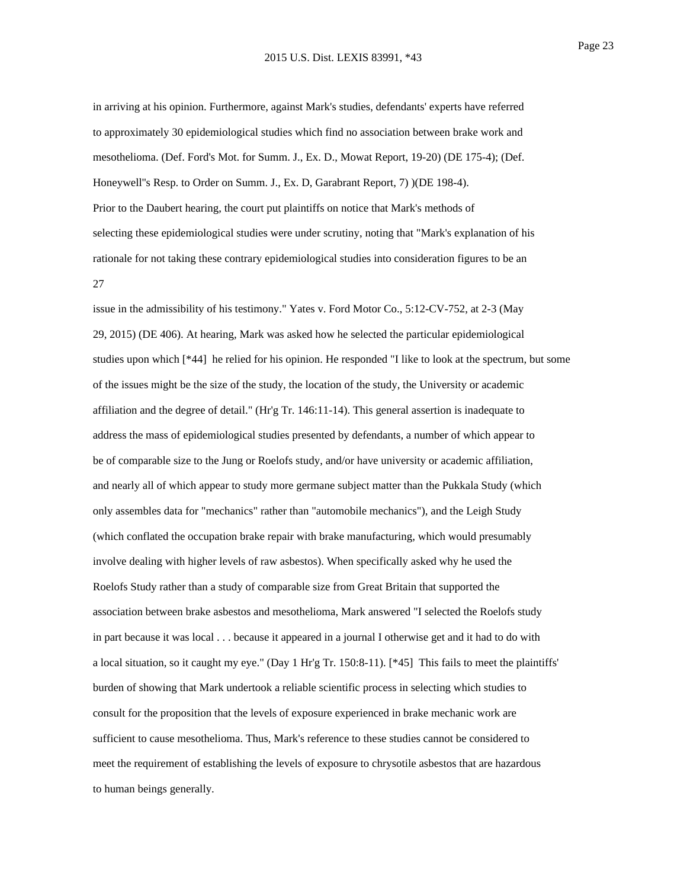in arriving at his opinion. Furthermore, against Mark's studies, defendants' experts have referred to approximately 30 epidemiological studies which find no association between brake work and mesothelioma. (Def. Ford's Mot. for Summ. J., Ex. D., Mowat Report, 19-20) (DE 175-4); (Def. Honeywell''s Resp. to Order on Summ. J., Ex. D, Garabrant Report, 7) )(DE 198-4).

Prior to the Daubert hearing, the court put plaintiffs on notice that Mark's methods of selecting these epidemiological studies were under scrutiny, noting that "Mark's explanation of his rationale for not taking these contrary epidemiological studies into consideration figures to be an

27

issue in the admissibility of his testimony." Yates v. Ford Motor Co., 5:12-CV-752, at 2-3 (May 29, 2015) (DE 406). At hearing, Mark was asked how he selected the particular epidemiological studies upon which [*44] he relied for his opinion. He responded "I like to look at the spectrum, but some of the issues might be the size of the study, the location of the study, the University or academic affiliation and the degree of detail." (Hr'g Tr. 146:11-14). This general assertion is inadequate to address the mass of epidemiological studies presented by defendants, a number of which appear to be of comparable size to the Jung or Roelofs study, and/or have university or academic affiliation, and nearly all of which appear to study more germane subject matter than the Pukkala Study (which only assembles data for "mechanics" rather than "automobile mechanics"), and the Leigh Study (which conflated the occupation brake repair with brake manufacturing, which would presumably involve dealing with higher levels of raw asbestos). When specifically asked why he used the Roelofs Study rather than a study of comparable size from Great Britain that supported the association between brake asbestos and mesothelioma, Mark answered "I selected the Roelofs study in part because it was local . . . because it appeared in a journal I otherwise get and it had to do with a local situation, so it caught my eye." (Day 1 Hr'g Tr. 150:8-11). [*45] This fails to meet the plaintiffs' burden of showing that Mark undertook a reliable scientific process in selecting which studies to consult for the proposition that the levels of exposure experienced in brake mechanic work are sufficient to cause mesothelioma. Thus, Mark's reference to these studies cannot be considered to meet the requirement of establishing the levels of exposure to chrysotile asbestos that are hazardous to human beings generally.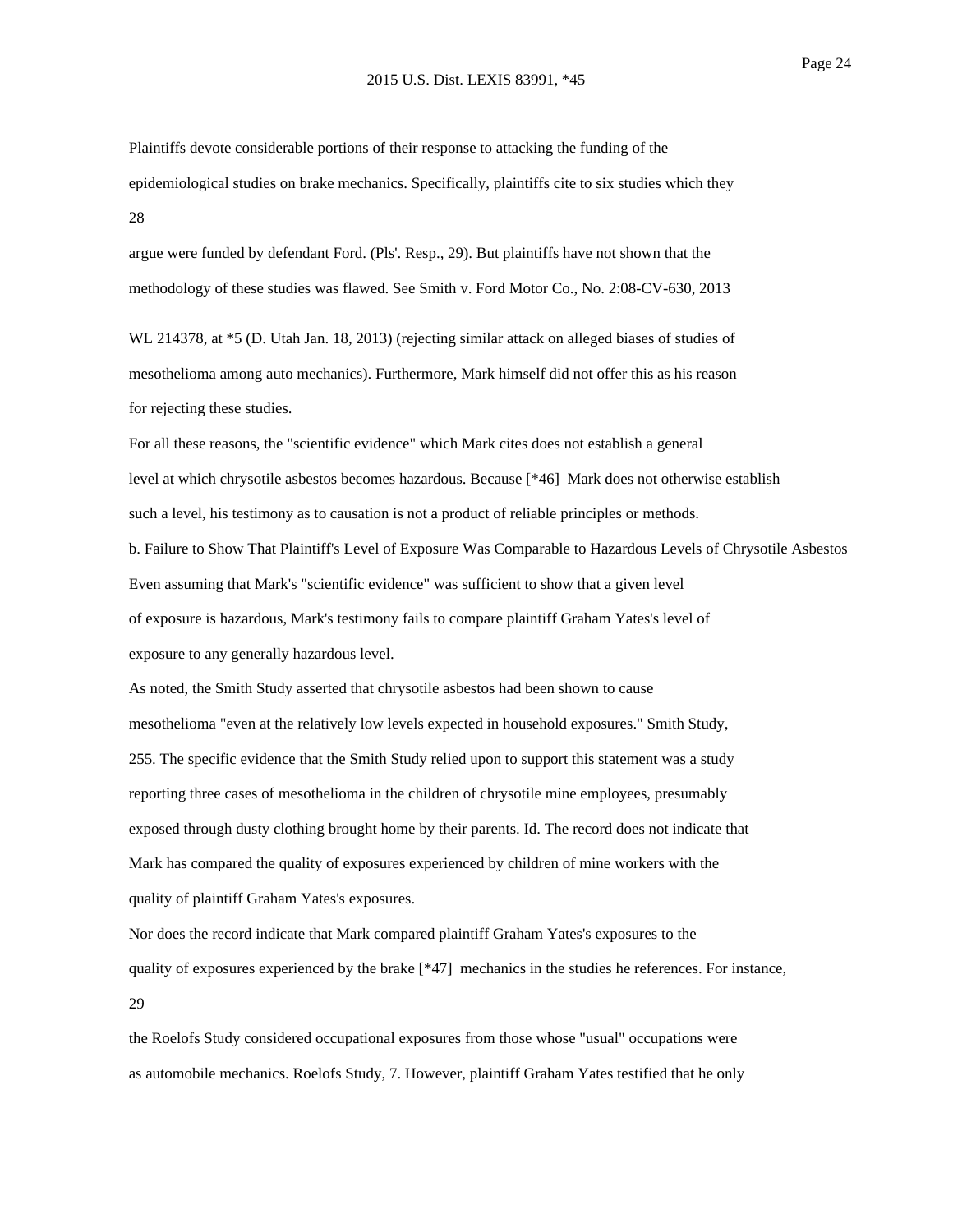Plaintiffs devote considerable portions of their response to attacking the funding of the epidemiological studies on brake mechanics. Specifically, plaintiffs cite to six studies which they

28

argue were funded by defendant Ford. (Pls'. Resp., 29). But plaintiffs have not shown that the methodology of these studies was flawed. See Smith v. Ford Motor Co., No. 2:08-CV-630, 2013 WL 214378, at *5 (D. Utah Jan. 18, 2013) (rejecting similar attack on alleged biases of studies of mesothelioma among auto mechanics). Furthermore, Mark himself did not offer this as his reason for rejecting these studies.

For all these reasons, the "scientific evidence" which Mark cites does not establish a general level at which chrysotile asbestos becomes hazardous. Because [*46] Mark does not otherwise establish such a level, his testimony as to causation is not a product of reliable principles or methods.

b. Failure to Show That Plaintiff's Level of Exposure Was Comparable to Hazardous Levels of Chrysotile Asbestos

Even assuming that Mark's "scientific evidence" was sufficient to show that a given level of exposure is hazardous, Mark's testimony fails to compare plaintiff Graham Yates's level of exposure to any generally hazardous level.

As noted, the Smith Study asserted that chrysotile asbestos had been shown to cause mesothelioma "even at the relatively low levels expected in household exposures." Smith Study, 255. The specific evidence that the Smith Study relied upon to support this statement was a study reporting three cases of mesothelioma in the children of chrysotile mine employees, presumably exposed through dusty clothing brought home by their parents. Id. The record does not indicate that Mark has compared the quality of exposures experienced by children of mine workers with the quality of plaintiff Graham Yates's exposures.

Nor does the record indicate that Mark compared plaintiff Graham Yates's exposures to the quality of exposures experienced by the brake [*47] mechanics in the studies he references. For instance,

29

the Roelofs Study considered occupational exposures from those whose "usual" occupations were as automobile mechanics. Roelofs Study, 7. However, plaintiff Graham Yates testified that he only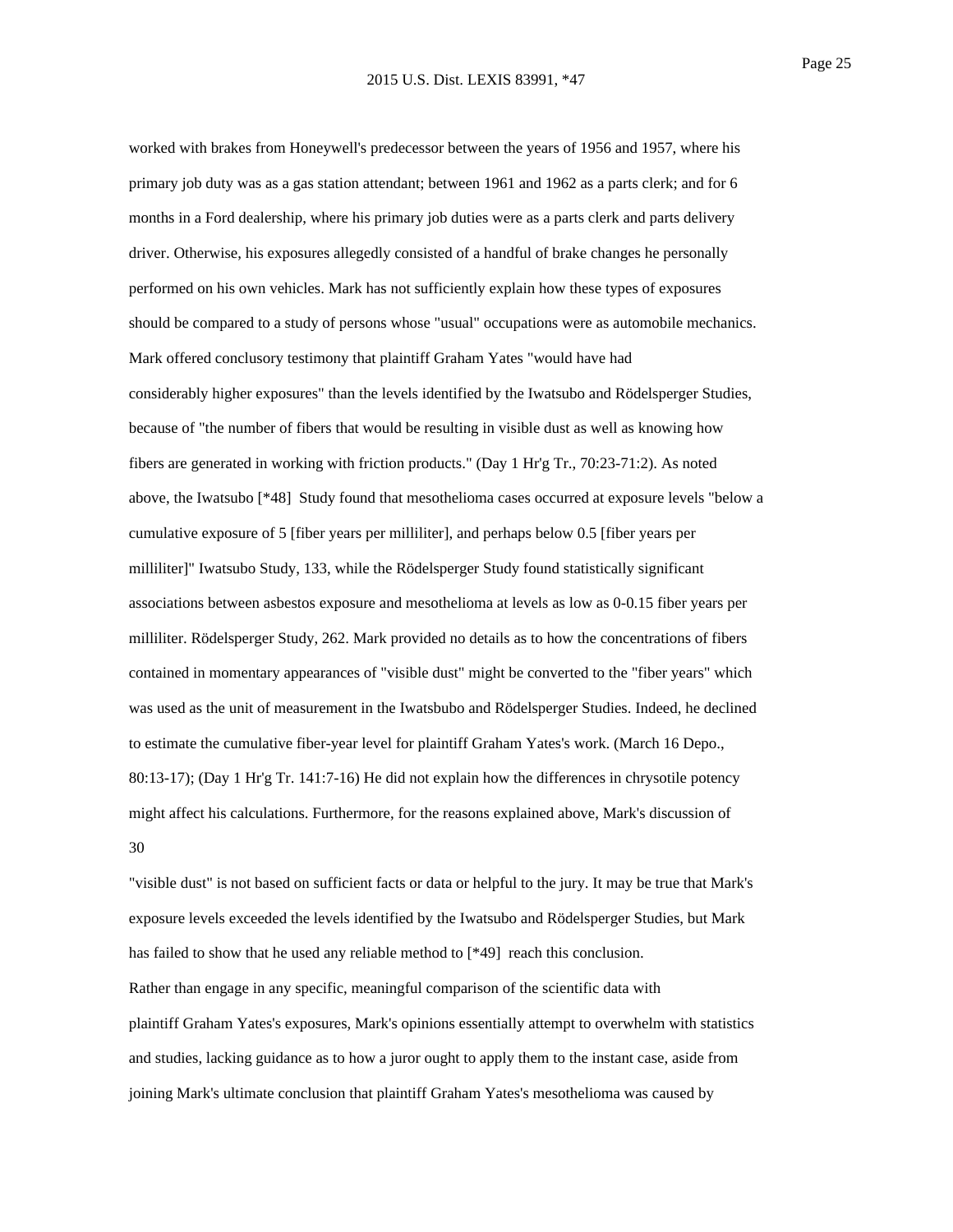worked with brakes from Honeywell's predecessor between the years of 1956 and 1957, where his primary job duty was as a gas station attendant; between 1961 and 1962 as a parts clerk; and for 6 months in a Ford dealership, where his primary job duties were as a parts clerk and parts delivery driver. Otherwise, his exposures allegedly consisted of a handful of brake changes he personally performed on his own vehicles. Mark has not sufficiently explain how these types of exposures should be compared to a study of persons whose "usual" occupations were as automobile mechanics. Mark offered conclusory testimony that plaintiff Graham Yates "would have had considerably higher exposures" than the levels identified by the Iwatsubo and Rödelsperger Studies, because of "the number of fibers that would be resulting in visible dust as well as knowing how fibers are generated in working with friction products." (Day 1 Hr'g Tr., 70:23-71:2). As noted above, the Iwatsubo [*48] Study found that mesothelioma cases occurred at exposure levels "below a cumulative exposure of 5 [fiber years per milliliter], and perhaps below 0.5 [fiber years per milliliter]" Iwatsubo Study, 133, while the Rödelsperger Study found statistically significant associations between asbestos exposure and mesothelioma at levels as low as 0-0.15 fiber years per milliliter. Rödelsperger Study, 262. Mark provided no details as to how the concentrations of fibers contained in momentary appearances of "visible dust" might be converted to the "fiber years" which was used as the unit of measurement in the Iwatsbubo and Rödelsperger Studies. Indeed, he declined to estimate the cumulative fiber-year level for plaintiff Graham Yates's work. (March 16 Depo., 80:13-17); (Day 1 Hr'g Tr. 141:7-16) He did not explain how the differences in chrysotile potency might affect his calculations. Furthermore, for the reasons explained above, Mark's discussion of

30

"visible dust" is not based on sufficient facts or data or helpful to the jury. It may be true that Mark's exposure levels exceeded the levels identified by the Iwatsubo and Rödelsperger Studies, but Mark has failed to show that he used any reliable method to [*49] reach this conclusion.

Rather than engage in any specific, meaningful comparison of the scientific data with plaintiff Graham Yates's exposures, Mark's opinions essentially attempt to overwhelm with statistics and studies, lacking guidance as to how a juror ought to apply them to the instant case, aside from joining Mark's ultimate conclusion that plaintiff Graham Yates's mesothelioma was caused by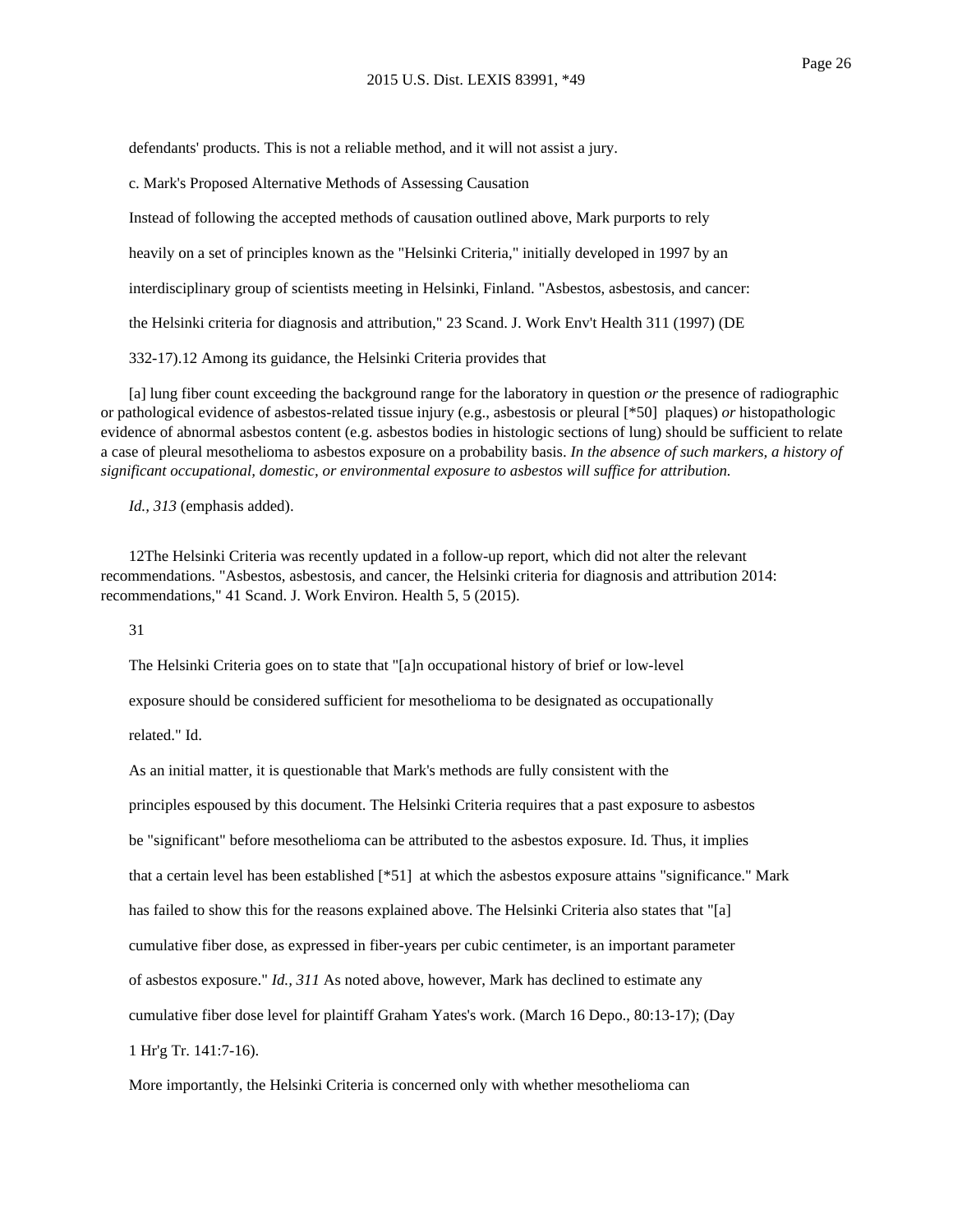defendants' products. This is not a reliable method, and it will not assist a jury.

c. Mark's Proposed Alternative Methods of Assessing Causation

Instead of following the accepted methods of causation outlined above, Mark purports to rely heavily on a set of principles known as the "Helsinki Criteria," initially developed in 1997 by an interdisciplinary group of scientists meeting in Helsinki, Finland. "Asbestos, asbestosis, and cancer: the Helsinki criteria for diagnosis and attribution," 23 Scand. J. Work Env't Health 311 (1997) (DE 332-17).12 Among its guidance, the Helsinki Criteria provides that

> [a] lung fiber count exceeding the background range for the laboratory in question *or* the presence of radiographic or pathological evidence of asbestos-related tissue injury (e.g., asbestosis or pleural [*50] plaques) *or* histopathologic evidence of abnormal asbestos content (e.g. asbestos bodies in histologic sections of lung) should be sufficient to relate a case of pleural mesothelioma to asbestos exposure on a probability basis. *In the absence of such markers, a history of significant occupational, domestic, or environmental exposure to asbestos will suffice for attribution.*

*Id., 313* (emphasis added).

12The Helsinki Criteria was recently updated in a follow-up report, which did not alter the relevant recommendations. "Asbestos, asbestosis, and cancer, the Helsinki criteria for diagnosis and attribution 2014: recommendations," 41 Scand. J. Work Environ. Health 5, 5 (2015).

31

The Helsinki Criteria goes on to state that "[a]n occupational history of brief or low-level exposure should be considered sufficient for mesothelioma to be designated as occupationally related." Id.

As an initial matter, it is questionable that Mark's methods are fully consistent with the principles espoused by this document. The Helsinki Criteria requires that a past exposure to asbestos be "significant" before mesothelioma can be attributed to the asbestos exposure. Id. Thus, it implies that a certain level has been established [*51] at which the asbestos exposure attains "significance." Mark has failed to show this for the reasons explained above. The Helsinki Criteria also states that "[a] cumulative fiber dose, as expressed in fiber-years per cubic centimeter, is an important parameter of asbestos exposure." *Id., 311* As noted above, however, Mark has declined to estimate any cumulative fiber dose level for plaintiff Graham Yates's work. (March 16 Depo., 80:13-17); (Day 1 Hr'g Tr. 141:7-16).

More importantly, the Helsinki Criteria is concerned only with whether mesothelioma can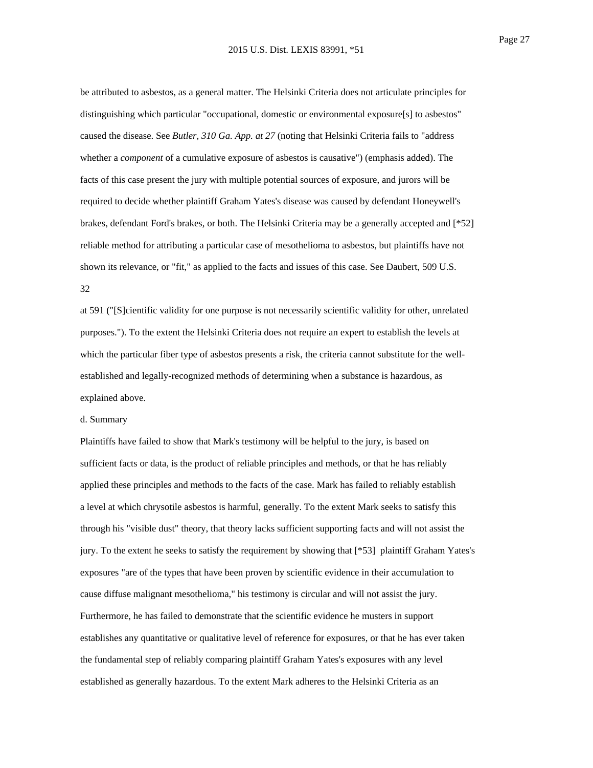be attributed to asbestos, as a general matter. The Helsinki Criteria does not articulate principles for distinguishing which particular "occupational, domestic or environmental exposure[s] to asbestos" caused the disease. See *Butler, 310 Ga. App. at 27* (noting that Helsinki Criteria fails to "address whether a *component* of a cumulative exposure of asbestos is causative") (emphasis added). The facts of this case present the jury with multiple potential sources of exposure, and jurors will be required to decide whether plaintiff Graham Yates's disease was caused by defendant Honeywell's brakes, defendant Ford's brakes, or both. The Helsinki Criteria may be a generally accepted and [*52] reliable method for attributing a particular case of mesothelioma to asbestos, but plaintiffs have not shown its relevance, or "fit," as applied to the facts and issues of this case. See Daubert, 509 U.S.

32

at 591 ("[S]cientific validity for one purpose is not necessarily scientific validity for other, unrelated purposes."). To the extent the Helsinki Criteria does not require an expert to establish the levels at which the particular fiber type of asbestos presents a risk, the criteria cannot substitute for the well-established and legally-recognized methods of determining when a substance is hazardous, as explained above.

d. Summary

Plaintiffs have failed to show that Mark's testimony will be helpful to the jury, is based on sufficient facts or data, is the product of reliable principles and methods, or that he has reliably applied these principles and methods to the facts of the case. Mark has failed to reliably establish a level at which chrysotile asbestos is harmful, generally. To the extent Mark seeks to satisfy this through his "visible dust" theory, that theory lacks sufficient supporting facts and will not assist the jury. To the extent he seeks to satisfy the requirement by showing that [*53] plaintiff Graham Yates's exposures "are of the types that have been proven by scientific evidence in their accumulation to cause diffuse malignant mesothelioma," his testimony is circular and will not assist the jury. Furthermore, he has failed to demonstrate that the scientific evidence he musters in support establishes any quantitative or qualitative level of reference for exposures, or that he has ever taken the fundamental step of reliably comparing plaintiff Graham Yates's exposures with any level established as generally hazardous. To the extent Mark adheres to the Helsinki Criteria as an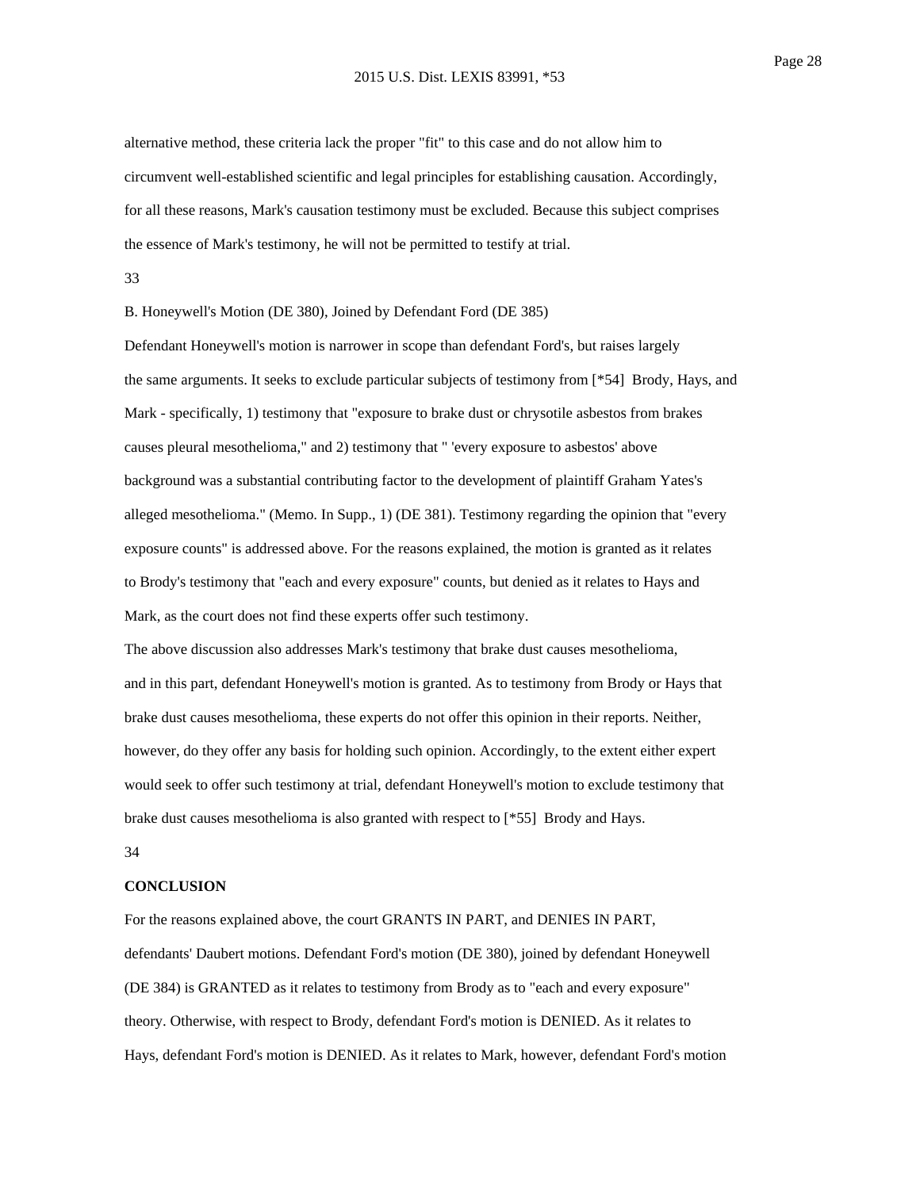alternative method, these criteria lack the proper "fit" to this case and do not allow him to circumvent well-established scientific and legal principles for establishing causation. Accordingly, for all these reasons, Mark's causation testimony must be excluded. Because this subject comprises the essence of Mark's testimony, he will not be permitted to testify at trial.

33

B. Honeywell's Motion (DE 380), Joined by Defendant Ford (DE 385)

Defendant Honeywell's motion is narrower in scope than defendant Ford's, but raises largely the same arguments. It seeks to exclude particular subjects of testimony from [*54] Brody, Hays, and Mark - specifically, 1) testimony that "exposure to brake dust or chrysotile asbestos from brakes causes pleural mesothelioma," and 2) testimony that " 'every exposure to asbestos' above background was a substantial contributing factor to the development of plaintiff Graham Yates's alleged mesothelioma." (Memo. In Supp., 1) (DE 381). Testimony regarding the opinion that "every exposure counts" is addressed above. For the reasons explained, the motion is granted as it relates to Brody's testimony that "each and every exposure" counts, but denied as it relates to Hays and Mark, as the court does not find these experts offer such testimony.

The above discussion also addresses Mark's testimony that brake dust causes mesothelioma, and in this part, defendant Honeywell's motion is granted. As to testimony from Brody or Hays that brake dust causes mesothelioma, these experts do not offer this opinion in their reports. Neither, however, do they offer any basis for holding such opinion. Accordingly, to the extent either expert would seek to offer such testimony at trial, defendant Honeywell's motion to exclude testimony that brake dust causes mesothelioma is also granted with respect to [*55] Brody and Hays.

34

**CONCLUSION**

For the reasons explained above, the court GRANTS IN PART, and DENIES IN PART, defendants' Daubert motions. Defendant Ford's motion (DE 380), joined by defendant Honeywell (DE 384) is GRANTED as it relates to testimony from Brody as to "each and every exposure" theory. Otherwise, with respect to Brody, defendant Ford's motion is DENIED. As it relates to Hays, defendant Ford's motion is DENIED. As it relates to Mark, however, defendant Ford's motion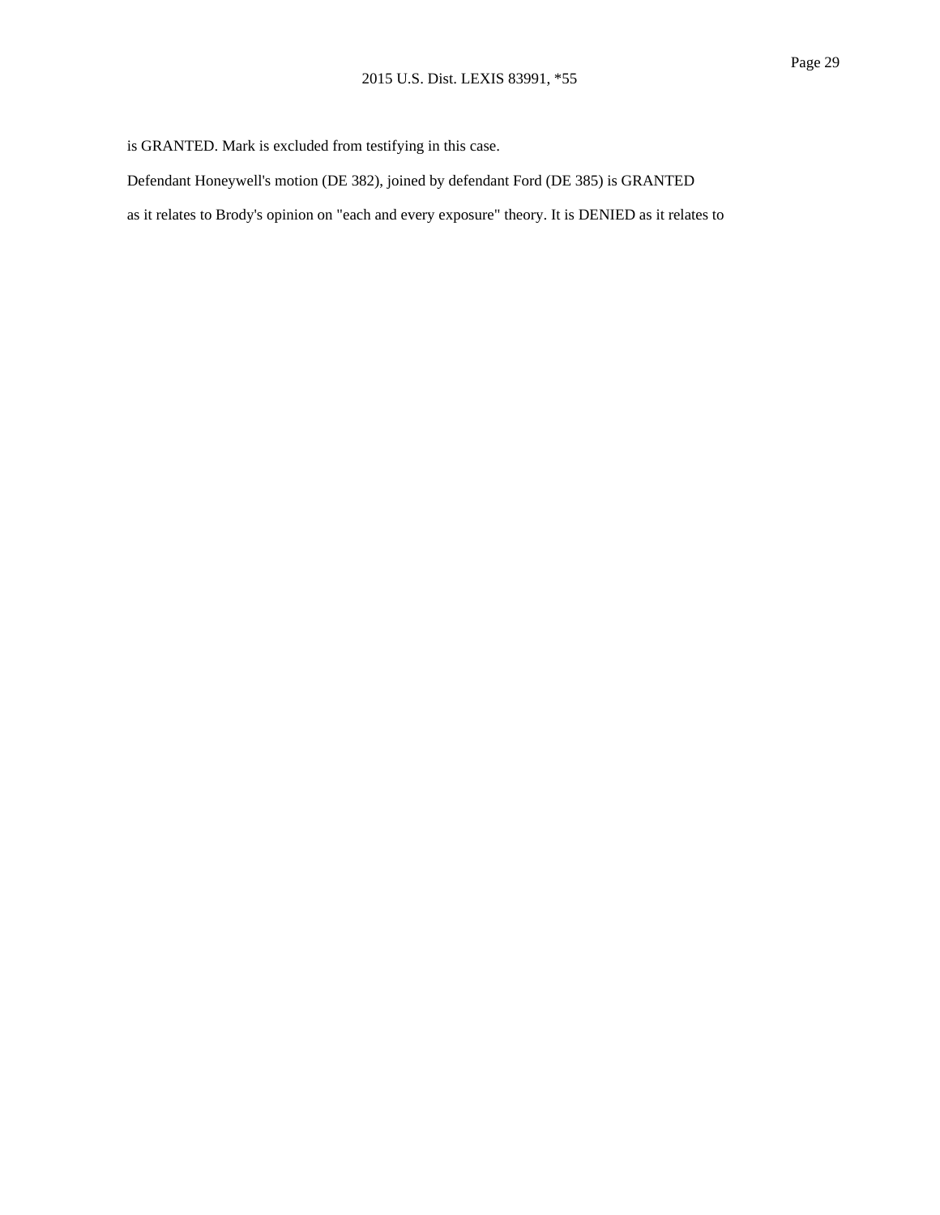is GRANTED. Mark is excluded from testifying in this case.

Defendant Honeywell's motion (DE 382), joined by defendant Ford (DE 385) is GRANTED as it relates to Brody's opinion on "each and every exposure" theory. It is DENIED as it relates to